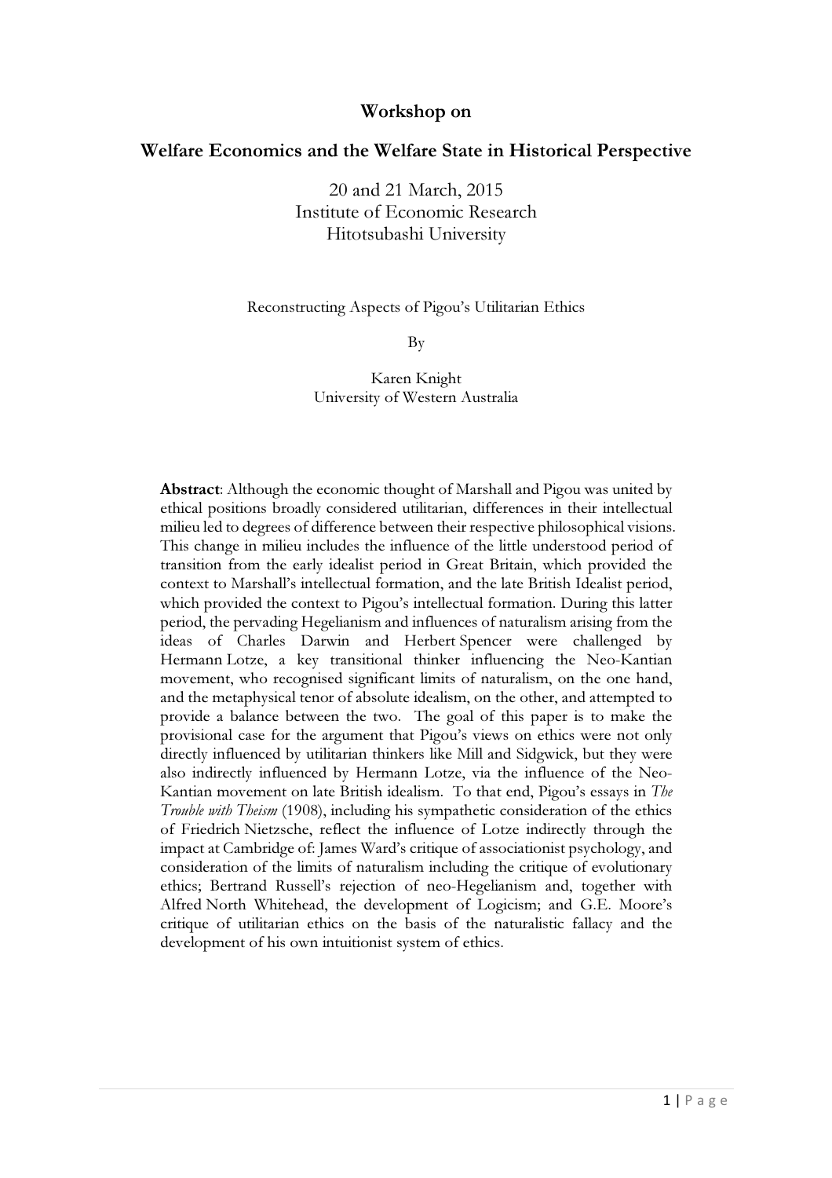## Workshop on

## Welfare Economics and the Welfare State in Historical Perspective

20 and 21 March, 2015
Institute of Economic Research
Hitotsubashi University

Reconstructing Aspects of Pigou's Utilitarian Ethics

By

Karen Knight
University of Western Australia

**Abstract**: Although the economic thought of Marshall and Pigou was united by ethical positions broadly considered utilitarian, differences in their intellectual milieu led to degrees of difference between their respective philosophical visions. This change in milieu includes the influence of the little understood period of transition from the early idealist period in Great Britain, which provided the context to Marshall's intellectual formation, and the late British Idealist period, which provided the context to Pigou's intellectual formation. During this latter period, the pervading Hegelianism and influences of naturalism arising from the ideas of Charles Darwin and Herbert Spencer were challenged by Hermann Lotze, a key transitional thinker influencing the Neo-Kantian movement, who recognised significant limits of naturalism, on the one hand, and the metaphysical tenor of absolute idealism, on the other, and attempted to provide a balance between the two. The goal of this paper is to make the provisional case for the argument that Pigou's views on ethics were not only directly influenced by utilitarian thinkers like Mill and Sidgwick, but they were also indirectly influenced by Hermann Lotze, via the influence of the Neo-Kantian movement on late British idealism. To that end, Pigou's essays in *The Trouble with Theism* (1908), including his sympathetic consideration of the ethics of Friedrich Nietzsche, reflect the influence of Lotze indirectly through the impact at Cambridge of: James Ward's critique of associationist psychology, and consideration of the limits of naturalism including the critique of evolutionary ethics; Bertrand Russell's rejection of neo-Hegelianism and, together with Alfred North Whitehead, the development of Logicism; and G.E. Moore's critique of utilitarian ethics on the basis of the naturalistic fallacy and the development of his own intuitionist system of ethics.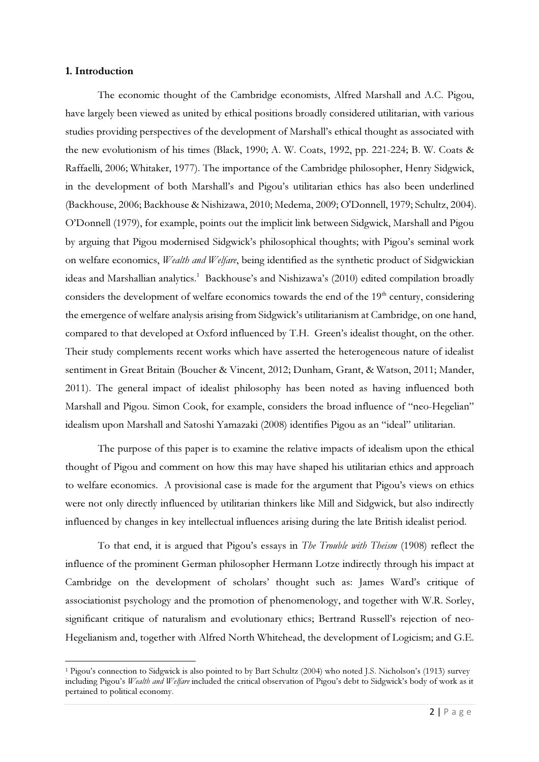## 1. Introduction

The economic thought of the Cambridge economists, Alfred Marshall and A.C. Pigou, have largely been viewed as united by ethical positions broadly considered utilitarian, with various studies providing perspectives of the development of Marshall's ethical thought as associated with the new evolutionism of his times (Black, 1990; A. W. Coats, 1992, pp. 221-224; B. W. Coats & Raffaelli, 2006; Whitaker, 1977). The importance of the Cambridge philosopher, Henry Sidgwick, in the development of both Marshall's and Pigou's utilitarian ethics has also been underlined (Backhouse, 2006; Backhouse & Nishizawa, 2010; Medema, 2009; O'Donnell, 1979; Schultz, 2004). O'Donnell (1979), for example, points out the implicit link between Sidgwick, Marshall and Pigou by arguing that Pigou modernised Sidgwick's philosophical thoughts; with Pigou's seminal work on welfare economics, *Wealth and Welfare*, being identified as the synthetic product of Sidgwickian ideas and Marshallian analytics.[1] Backhouse's and Nishizawa's (2010) edited compilation broadly considers the development of welfare economics towards the end of the 19th century, considering the emergence of welfare analysis arising from Sidgwick's utilitarianism at Cambridge, on one hand, compared to that developed at Oxford influenced by T.H. Green's idealist thought, on the other. Their study complements recent works which have asserted the heterogeneous nature of idealist sentiment in Great Britain (Boucher & Vincent, 2012; Dunham, Grant, & Watson, 2011; Mander, 2011). The general impact of idealist philosophy has been noted as having influenced both Marshall and Pigou. Simon Cook, for example, considers the broad influence of "neo-Hegelian" idealism upon Marshall and Satoshi Yamazaki (2008) identifies Pigou as an "ideal" utilitarian.

The purpose of this paper is to examine the relative impacts of idealism upon the ethical thought of Pigou and comment on how this may have shaped his utilitarian ethics and approach to welfare economics. A provisional case is made for the argument that Pigou's views on ethics were not only directly influenced by utilitarian thinkers like Mill and Sidgwick, but also indirectly influenced by changes in key intellectual influences arising during the late British idealist period.

To that end, it is argued that Pigou's essays in *The Trouble with Theism* (1908) reflect the influence of the prominent German philosopher Hermann Lotze indirectly through his impact at Cambridge on the development of scholars' thought such as: James Ward's critique of associationist psychology and the promotion of phenomenology, and together with W.R. Sorley, significant critique of naturalism and evolutionary ethics; Bertrand Russell's rejection of neo-Hegelianism and, together with Alfred North Whitehead, the development of Logicism; and G.E.

[1] Pigou's connection to Sidgwick is also pointed to by Bart Schultz (2004) who noted J.S. Nicholson's (1913) survey including Pigou's *Wealth and Welfare* included the critical observation of Pigou's debt to Sidgwick's body of work as it pertained to political economy.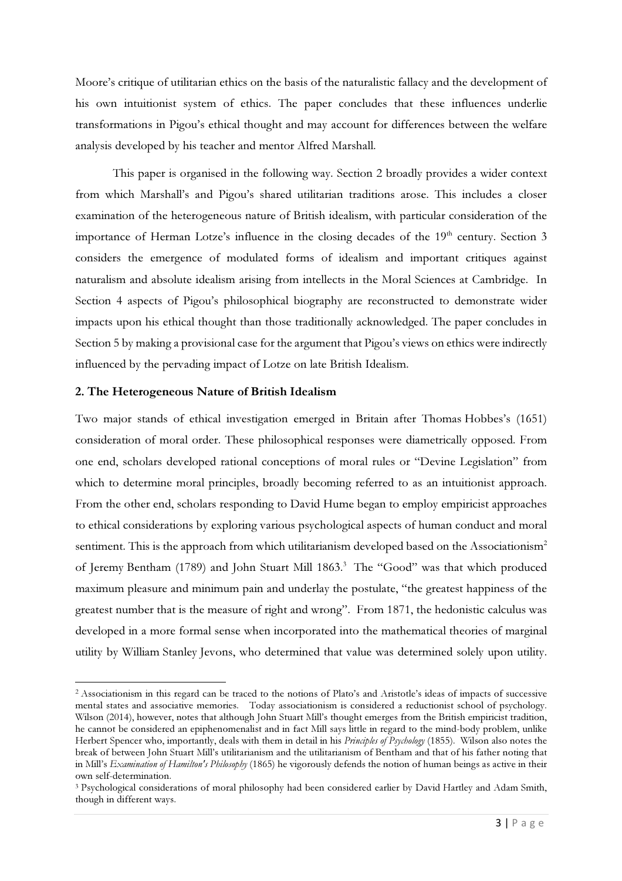Moore's critique of utilitarian ethics on the basis of the naturalistic fallacy and the development of his own intuitionist system of ethics. The paper concludes that these influences underlie transformations in Pigou's ethical thought and may account for differences between the welfare analysis developed by his teacher and mentor Alfred Marshall.

This paper is organised in the following way. Section 2 broadly provides a wider context from which Marshall's and Pigou's shared utilitarian traditions arose. This includes a closer examination of the heterogeneous nature of British idealism, with particular consideration of the importance of Herman Lotze's influence in the closing decades of the 19th century. Section 3 considers the emergence of modulated forms of idealism and important critiques against naturalism and absolute idealism arising from intellects in the Moral Sciences at Cambridge. In Section 4 aspects of Pigou's philosophical biography are reconstructed to demonstrate wider impacts upon his ethical thought than those traditionally acknowledged. The paper concludes in Section 5 by making a provisional case for the argument that Pigou's views on ethics were indirectly influenced by the pervading impact of Lotze on late British Idealism.

## 2. The Heterogeneous Nature of British Idealism

Two major stands of ethical investigation emerged in Britain after Thomas Hobbes's (1651) consideration of moral order. These philosophical responses were diametrically opposed. From one end, scholars developed rational conceptions of moral rules or "Devine Legislation" from which to determine moral principles, broadly becoming referred to as an intuitionist approach. From the other end, scholars responding to David Hume began to employ empiricist approaches to ethical considerations by exploring various psychological aspects of human conduct and moral sentiment. This is the approach from which utilitarianism developed based on the Associationism[2] of Jeremy Bentham (1789) and John Stuart Mill 1863.[3] The "Good" was that which produced maximum pleasure and minimum pain and underlay the postulate, "the greatest happiness of the greatest number that is the measure of right and wrong". From 1871, the hedonistic calculus was developed in a more formal sense when incorporated into the mathematical theories of marginal utility by William Stanley Jevons, who determined that value was determined solely upon utility.

---

[2] Associationism in this regard can be traced to the notions of Plato's and Aristotle's ideas of impacts of successive mental states and associative memories. Today associationism is considered a reductionist school of psychology. Wilson (2014), however, notes that although John Stuart Mill's thought emerges from the British empiricist tradition, he cannot be considered an epiphenomenalist and in fact Mill says little in regard to the mind-body problem, unlike Herbert Spencer who, importantly, deals with them in detail in his *Principles of Psychology* (1855). Wilson also notes the break of between John Stuart Mill's utilitarianism and the utilitarianism of Bentham and that of his father noting that in Mill's *Examination of Hamilton's Philosophy* (1865) he vigorously defends the notion of human beings as active in their own self-determination.

[3] Psychological considerations of moral philosophy had been considered earlier by David Hartley and Adam Smith, though in different ways.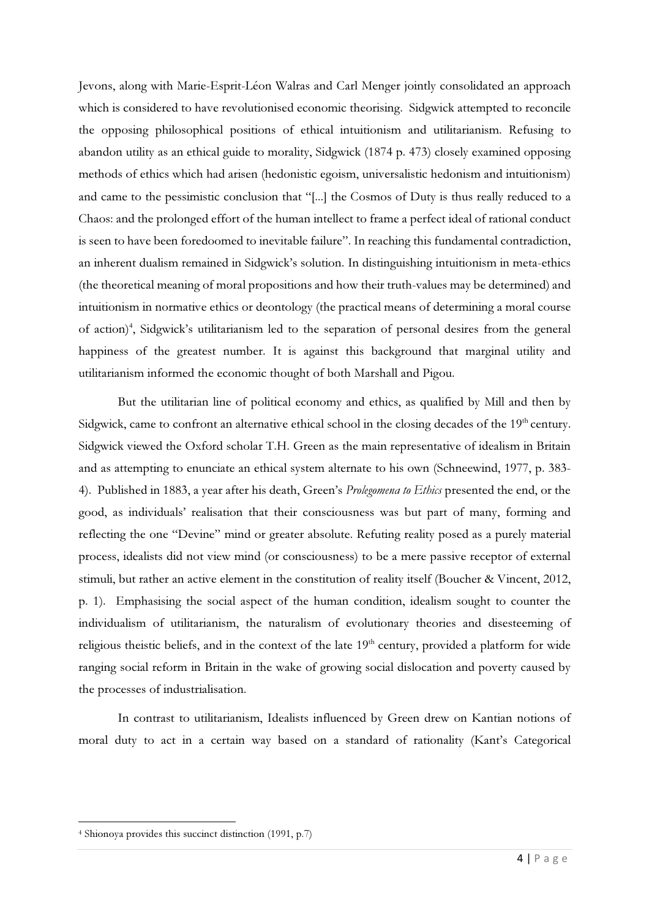Jevons, along with Marie-Esprit-Léon Walras and Carl Menger jointly consolidated an approach which is considered to have revolutionised economic theorising. Sidgwick attempted to reconcile the opposing philosophical positions of ethical intuitionism and utilitarianism. Refusing to abandon utility as an ethical guide to morality, Sidgwick (1874 p. 473) closely examined opposing methods of ethics which had arisen (hedonistic egoism, universalistic hedonism and intuitionism) and came to the pessimistic conclusion that "[...] the Cosmos of Duty is thus really reduced to a Chaos: and the prolonged effort of the human intellect to frame a perfect ideal of rational conduct is seen to have been foredoomed to inevitable failure". In reaching this fundamental contradiction, an inherent dualism remained in Sidgwick's solution. In distinguishing intuitionism in meta-ethics (the theoretical meaning of moral propositions and how their truth-values may be determined) and intuitionism in normative ethics or deontology (the practical means of determining a moral course of action)[4], Sidgwick's utilitarianism led to the separation of personal desires from the general happiness of the greatest number. It is against this background that marginal utility and utilitarianism informed the economic thought of both Marshall and Pigou.

But the utilitarian line of political economy and ethics, as qualified by Mill and then by Sidgwick, came to confront an alternative ethical school in the closing decades of the 19th century. Sidgwick viewed the Oxford scholar T.H. Green as the main representative of idealism in Britain and as attempting to enunciate an ethical system alternate to his own (Schneewind, 1977, p. 383-4). Published in 1883, a year after his death, Green's *Prolegomena to Ethics* presented the end, or the good, as individuals' realisation that their consciousness was but part of many, forming and reflecting the one "Devine" mind or greater absolute. Refuting reality posed as a purely material process, idealists did not view mind (or consciousness) to be a mere passive receptor of external stimuli, but rather an active element in the constitution of reality itself (Boucher & Vincent, 2012, p. 1). Emphasising the social aspect of the human condition, idealism sought to counter the individualism of utilitarianism, the naturalism of evolutionary theories and disesteeming of religious theistic beliefs, and in the context of the late 19th century, provided a platform for wide ranging social reform in Britain in the wake of growing social dislocation and poverty caused by the processes of industrialisation.

In contrast to utilitarianism, Idealists influenced by Green drew on Kantian notions of moral duty to act in a certain way based on a standard of rationality (Kant's Categorical

---

[4] Shionoya provides this succinct distinction (1991, p.7)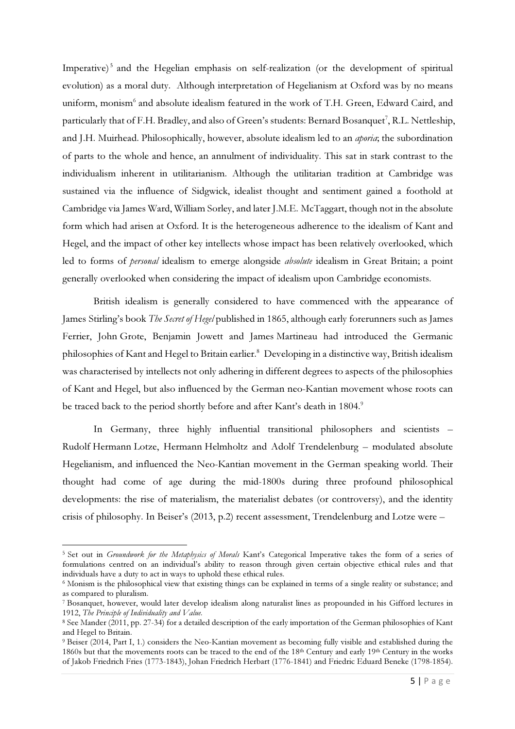Imperative)[5] and the Hegelian emphasis on self-realization (or the development of spiritual evolution) as a moral duty. Although interpretation of Hegelianism at Oxford was by no means uniform, monism[6] and absolute idealism featured in the work of T.H. Green, Edward Caird, and particularly that of F.H. Bradley, and also of Green's students: Bernard Bosanquet[7], R.L. Nettleship, and J.H. Muirhead. Philosophically, however, absolute idealism led to an *aporia*; the subordination of parts to the whole and hence, an annulment of individuality. This sat in stark contrast to the individualism inherent in utilitarianism. Although the utilitarian tradition at Cambridge was sustained via the influence of Sidgwick, idealist thought and sentiment gained a foothold at Cambridge via James Ward, William Sorley, and later J.M.E. McTaggart, though not in the absolute form which had arisen at Oxford. It is the heterogeneous adherence to the idealism of Kant and Hegel, and the impact of other key intellects whose impact has been relatively overlooked, which led to forms of *personal* idealism to emerge alongside *absolute* idealism in Great Britain; a point generally overlooked when considering the impact of idealism upon Cambridge economists.

British idealism is generally considered to have commenced with the appearance of James Stirling's book *The Secret of Hegel* published in 1865, although early forerunners such as James Ferrier, John Grote, Benjamin Jowett and James Martineau had introduced the Germanic philosophies of Kant and Hegel to Britain earlier.[8] Developing in a distinctive way, British idealism was characterised by intellects not only adhering in different degrees to aspects of the philosophies of Kant and Hegel, but also influenced by the German neo-Kantian movement whose roots can be traced back to the period shortly before and after Kant's death in 1804.[9]

In Germany, three highly influential transitional philosophers and scientists – Rudolf Hermann Lotze, Hermann Helmholtz and Adolf Trendelenburg – modulated absolute Hegelianism, and influenced the Neo-Kantian movement in the German speaking world. Their thought had come of age during the mid-1800s during three profound philosophical developments: the rise of materialism, the materialist debates (or controversy), and the identity crisis of philosophy. In Beiser's (2013, p.2) recent assessment, Trendelenburg and Lotze were –

---

[5] Set out in *Groundwork for the Metaphysics of Morals* Kant's Categorical Imperative takes the form of a series of formulations centred on an individual's ability to reason through given certain objective ethical rules and that individuals have a duty to act in ways to uphold these ethical rules.

[6] Monism is the philosophical view that existing things can be explained in terms of a single reality or substance; and as compared to pluralism.

[7] Bosanquet, however, would later develop idealism along naturalist lines as propounded in his Gifford lectures in 1912, *The Principle of Individuality and Value.*

[8] See Mander (2011, pp. 27-34) for a detailed description of the early importation of the German philosophies of Kant and Hegel to Britain.

[9] Beiser (2014, Part I, 1.) considers the Neo-Kantian movement as becoming fully visible and established during the 1860s but that the movements roots can be traced to the end of the 18th Century and early 19th Century in the works of Jakob Friedrich Fries (1773-1843), Johan Friedrich Herbart (1776-1841) and Friedric Eduard Beneke (1798-1854).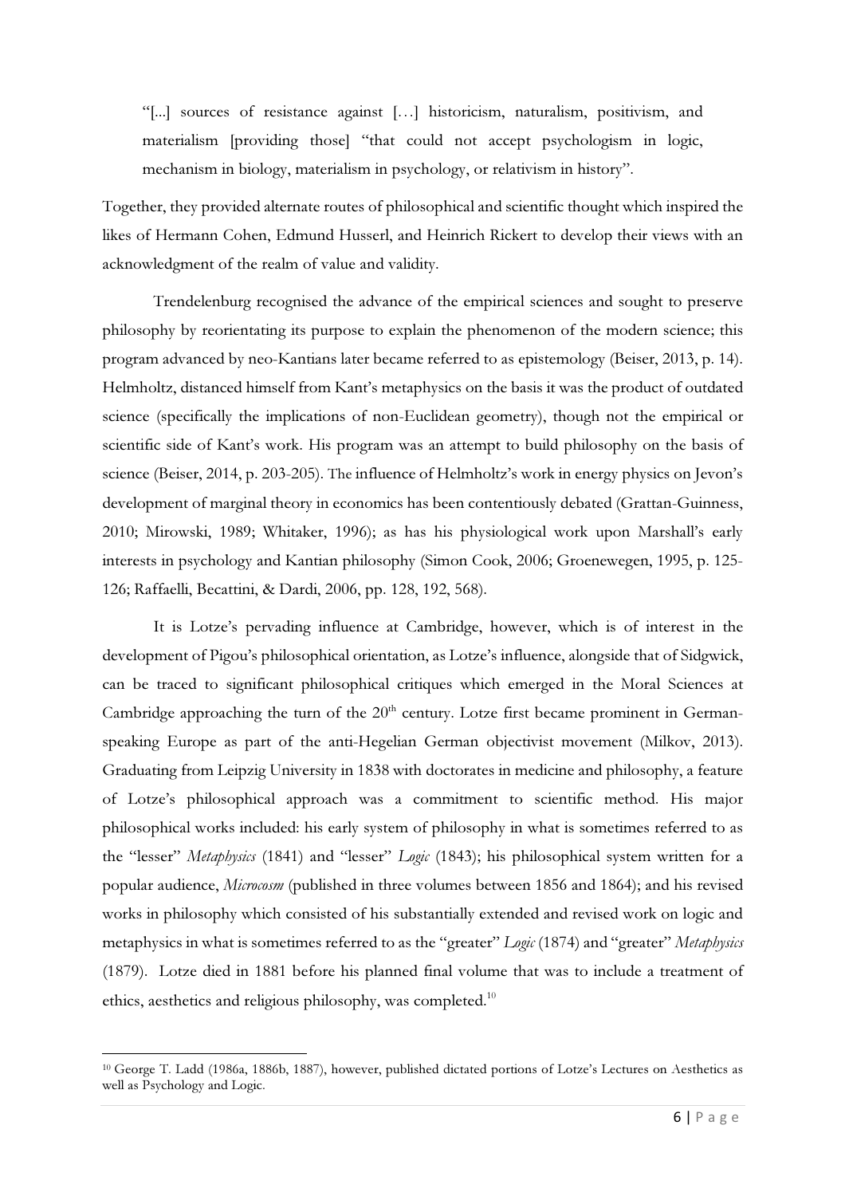> "[...] sources of resistance against […] historicism, naturalism, positivism, and materialism [providing those] "that could not accept psychologism in logic, mechanism in biology, materialism in psychology, or relativism in history".

Together, they provided alternate routes of philosophical and scientific thought which inspired the likes of Hermann Cohen, Edmund Husserl, and Heinrich Rickert to develop their views with an acknowledgment of the realm of value and validity.

Trendelenburg recognised the advance of the empirical sciences and sought to preserve philosophy by reorientating its purpose to explain the phenomenon of the modern science; this program advanced by neo-Kantians later became referred to as epistemology (Beiser, 2013, p. 14). Helmholtz, distanced himself from Kant's metaphysics on the basis it was the product of outdated science (specifically the implications of non-Euclidean geometry), though not the empirical or scientific side of Kant's work. His program was an attempt to build philosophy on the basis of science (Beiser, 2014, p. 203-205). The influence of Helmholtz's work in energy physics on Jevon's development of marginal theory in economics has been contentiously debated (Grattan-Guinness, 2010; Mirowski, 1989; Whitaker, 1996); as has his physiological work upon Marshall's early interests in psychology and Kantian philosophy (Simon Cook, 2006; Groenewegen, 1995, p. 125-126; Raffaelli, Becattini, & Dardi, 2006, pp. 128, 192, 568).

It is Lotze's pervading influence at Cambridge, however, which is of interest in the development of Pigou's philosophical orientation, as Lotze's influence, alongside that of Sidgwick, can be traced to significant philosophical critiques which emerged in the Moral Sciences at Cambridge approaching the turn of the 20th century. Lotze first became prominent in German-speaking Europe as part of the anti-Hegelian German objectivist movement (Milkov, 2013). Graduating from Leipzig University in 1838 with doctorates in medicine and philosophy, a feature of Lotze's philosophical approach was a commitment to scientific method. His major philosophical works included: his early system of philosophy in what is sometimes referred to as the "lesser" *Metaphysics* (1841) and "lesser" *Logic* (1843); his philosophical system written for a popular audience, *Microcosm* (published in three volumes between 1856 and 1864); and his revised works in philosophy which consisted of his substantially extended and revised work on logic and metaphysics in what is sometimes referred to as the "greater" *Logic* (1874) and "greater" *Metaphysics* (1879). Lotze died in 1881 before his planned final volume that was to include a treatment of ethics, aesthetics and religious philosophy, was completed.[10]

---

[10] George T. Ladd (1986a, 1886b, 1887), however, published dictated portions of Lotze's Lectures on Aesthetics as well as Psychology and Logic.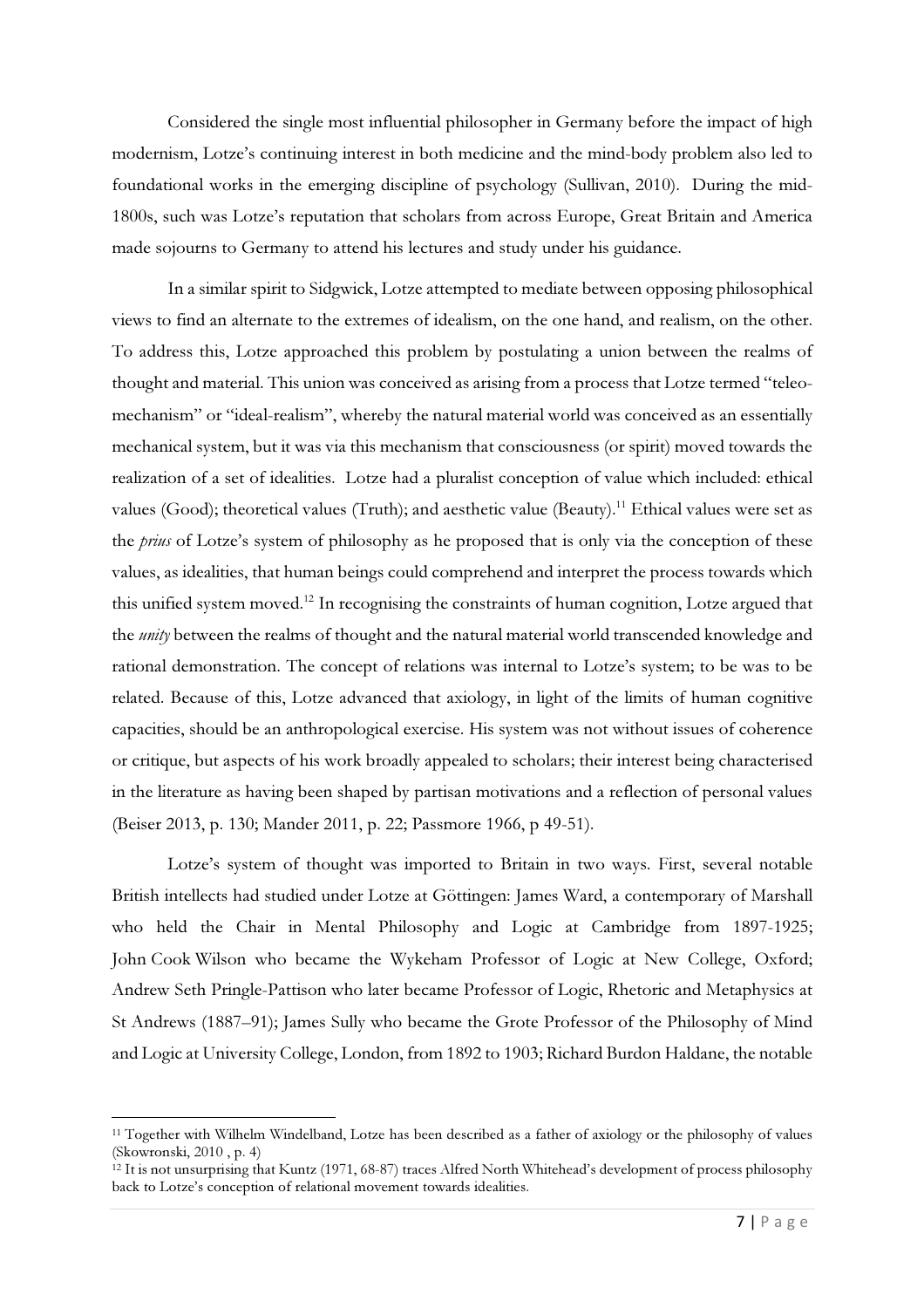Considered the single most influential philosopher in Germany before the impact of high modernism, Lotze's continuing interest in both medicine and the mind-body problem also led to foundational works in the emerging discipline of psychology (Sullivan, 2010). During the mid-1800s, such was Lotze's reputation that scholars from across Europe, Great Britain and America made sojourns to Germany to attend his lectures and study under his guidance.

In a similar spirit to Sidgwick, Lotze attempted to mediate between opposing philosophical views to find an alternate to the extremes of idealism, on the one hand, and realism, on the other. To address this, Lotze approached this problem by postulating a union between the realms of thought and material. This union was conceived as arising from a process that Lotze termed "teleo-mechanism" or "ideal-realism", whereby the natural material world was conceived as an essentially mechanical system, but it was via this mechanism that consciousness (or spirit) moved towards the realization of a set of idealities. Lotze had a pluralist conception of value which included: ethical values (Good); theoretical values (Truth); and aesthetic value (Beauty).[11] Ethical values were set as the *prius* of Lotze's system of philosophy as he proposed that is only via the conception of these values, as idealities, that human beings could comprehend and interpret the process towards which this unified system moved.[12] In recognising the constraints of human cognition, Lotze argued that the *unity* between the realms of thought and the natural material world transcended knowledge and rational demonstration. The concept of relations was internal to Lotze's system; to be was to be related. Because of this, Lotze advanced that axiology, in light of the limits of human cognitive capacities, should be an anthropological exercise. His system was not without issues of coherence or critique, but aspects of his work broadly appealed to scholars; their interest being characterised in the literature as having been shaped by partisan motivations and a reflection of personal values (Beiser 2013, p. 130; Mander 2011, p. 22; Passmore 1966, p 49-51).

Lotze's system of thought was imported to Britain in two ways. First, several notable British intellects had studied under Lotze at Göttingen: James Ward, a contemporary of Marshall who held the Chair in Mental Philosophy and Logic at Cambridge from 1897-1925; John Cook Wilson who became the Wykeham Professor of Logic at New College, Oxford; Andrew Seth Pringle-Pattison who later became Professor of Logic, Rhetoric and Metaphysics at St Andrews (1887–91); James Sully who became the Grote Professor of the Philosophy of Mind and Logic at University College, London, from 1892 to 1903; Richard Burdon Haldane, the notable

---

[11] Together with Wilhelm Windelband, Lotze has been described as a father of axiology or the philosophy of values (Skowronski, 2010 , p. 4)

[12] It is not unsurprising that Kuntz (1971, 68-87) traces Alfred North Whitehead's development of process philosophy back to Lotze's conception of relational movement towards idealities.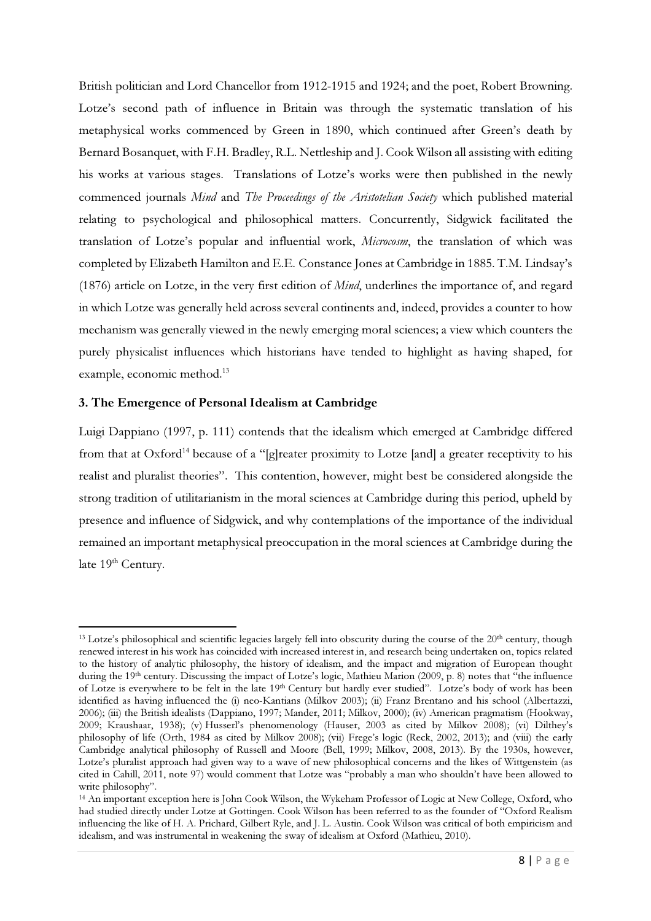British politician and Lord Chancellor from 1912-1915 and 1924; and the poet, Robert Browning. Lotze's second path of influence in Britain was through the systematic translation of his metaphysical works commenced by Green in 1890, which continued after Green's death by Bernard Bosanquet, with F.H. Bradley, R.L. Nettleship and J. Cook Wilson all assisting with editing his works at various stages. Translations of Lotze's works were then published in the newly commenced journals *Mind* and *The Proceedings of the Aristotelian Society* which published material relating to psychological and philosophical matters. Concurrently, Sidgwick facilitated the translation of Lotze's popular and influential work, *Microcosm*, the translation of which was completed by Elizabeth Hamilton and E.E. Constance Jones at Cambridge in 1885. T.M. Lindsay's (1876) article on Lotze, in the very first edition of *Mind*, underlines the importance of, and regard in which Lotze was generally held across several continents and, indeed, provides a counter to how mechanism was generally viewed in the newly emerging moral sciences; a view which counters the purely physicalist influences which historians have tended to highlight as having shaped, for example, economic method.[13]

### 3. The Emergence of Personal Idealism at Cambridge

Luigi Dappiano (1997, p. 111) contends that the idealism which emerged at Cambridge differed from that at Oxford[14] because of a "[g]reater proximity to Lotze [and] a greater receptivity to his realist and pluralist theories". This contention, however, might best be considered alongside the strong tradition of utilitarianism in the moral sciences at Cambridge during this period, upheld by presence and influence of Sidgwick, and why contemplations of the importance of the individual remained an important metaphysical preoccupation in the moral sciences at Cambridge during the late 19th Century.

---

[13] Lotze's philosophical and scientific legacies largely fell into obscurity during the course of the 20th century, though renewed interest in his work has coincided with increased interest in, and research being undertaken on, topics related to the history of analytic philosophy, the history of idealism, and the impact and migration of European thought during the 19th century. Discussing the impact of Lotze's logic, Mathieu Marion (2009, p. 8) notes that "the influence of Lotze is everywhere to be felt in the late 19th Century but hardly ever studied". Lotze's body of work has been identified as having influenced the (i) neo-Kantians (Milkov 2003); (ii) Franz Brentano and his school (Albertazzi, 2006); (iii) the British idealists (Dappiano, 1997; Mander, 2011; Milkov, 2000); (iv) American pragmatism (Hookway, 2009; Kraushaar, 1938); (v) Husserl's phenomenology (Hauser, 2003 as cited by Milkov 2008); (vi) Dilthey's philosophy of life (Orth, 1984 as cited by Milkov 2008); (vii) Frege's logic (Reck, 2002, 2013); and (viii) the early Cambridge analytical philosophy of Russell and Moore (Bell, 1999; Milkov, 2008, 2013). By the 1930s, however, Lotze's pluralist approach had given way to a wave of new philosophical concerns and the likes of Wittgenstein (as cited in Cahill, 2011, note 97) would comment that Lotze was "probably a man who shouldn't have been allowed to write philosophy".

[14] An important exception here is John Cook Wilson, the Wykeham Professor of Logic at New College, Oxford, who had studied directly under Lotze at Gottingen. Cook Wilson has been referred to as the founder of "Oxford Realism influencing the like of H. A. Prichard, Gilbert Ryle, and J. L. Austin. Cook Wilson was critical of both empiricism and idealism, and was instrumental in weakening the sway of idealism at Oxford (Mathieu, 2010).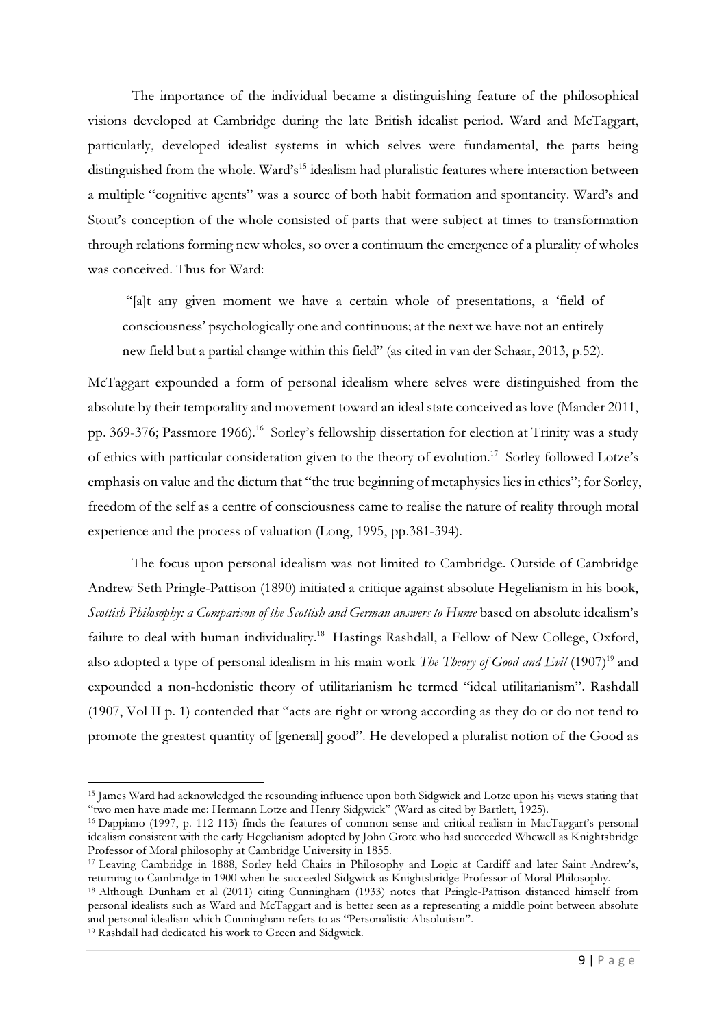The importance of the individual became a distinguishing feature of the philosophical visions developed at Cambridge during the late British idealist period. Ward and McTaggart, particularly, developed idealist systems in which selves were fundamental, the parts being distinguished from the whole. Ward's[15] idealism had pluralistic features where interaction between a multiple "cognitive agents" was a source of both habit formation and spontaneity. Ward's and Stout's conception of the whole consisted of parts that were subject at times to transformation through relations forming new wholes, so over a continuum the emergence of a plurality of wholes was conceived. Thus for Ward:

> "[a]t any given moment we have a certain whole of presentations, a 'field of consciousness' psychologically one and continuous; at the next we have not an entirely new field but a partial change within this field" (as cited in van der Schaar, 2013, p.52).

McTaggart expounded a form of personal idealism where selves were distinguished from the absolute by their temporality and movement toward an ideal state conceived as love (Mander 2011, pp. 369-376; Passmore 1966).[16] Sorley's fellowship dissertation for election at Trinity was a study of ethics with particular consideration given to the theory of evolution.[17] Sorley followed Lotze's emphasis on value and the dictum that "the true beginning of metaphysics lies in ethics"; for Sorley, freedom of the self as a centre of consciousness came to realise the nature of reality through moral experience and the process of valuation (Long, 1995, pp.381-394).

The focus upon personal idealism was not limited to Cambridge. Outside of Cambridge Andrew Seth Pringle-Pattison (1890) initiated a critique against absolute Hegelianism in his book, *Scottish Philosophy: a Comparison of the Scottish and German answers to Hume* based on absolute idealism's failure to deal with human individuality.[18] Hastings Rashdall, a Fellow of New College, Oxford, also adopted a type of personal idealism in his main work *The Theory of Good and Evil* (1907)[19] and expounded a non-hedonistic theory of utilitarianism he termed "ideal utilitarianism". Rashdall (1907, Vol II p. 1) contended that "acts are right or wrong according as they do or do not tend to promote the greatest quantity of [general] good". He developed a pluralist notion of the Good as

---

[15] James Ward had acknowledged the resounding influence upon both Sidgwick and Lotze upon his views stating that "two men have made me: Hermann Lotze and Henry Sidgwick" (Ward as cited by Bartlett, 1925).

[16] Dappiano (1997, p. 112-113) finds the features of common sense and critical realism in MacTaggart's personal idealism consistent with the early Hegelianism adopted by John Grote who had succeeded Whewell as Knightsbridge Professor of Moral philosophy at Cambridge University in 1855.

[17] Leaving Cambridge in 1888, Sorley held Chairs in Philosophy and Logic at Cardiff and later Saint Andrew's, returning to Cambridge in 1900 when he succeeded Sidgwick as Knightsbridge Professor of Moral Philosophy.

[18] Although Dunham et al (2011) citing Cunningham (1933) notes that Pringle-Pattison distanced himself from personal idealists such as Ward and McTaggart and is better seen as a representing a middle point between absolute and personal idealism which Cunningham refers to as "Personalistic Absolutism".

[19] Rashdall had dedicated his work to Green and Sidgwick.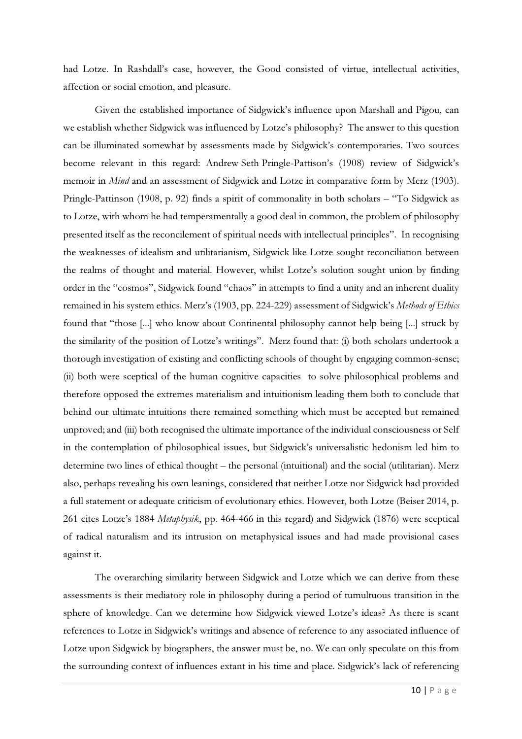had Lotze. In Rashdall's case, however, the Good consisted of virtue, intellectual activities, affection or social emotion, and pleasure.

Given the established importance of Sidgwick's influence upon Marshall and Pigou, can we establish whether Sidgwick was influenced by Lotze's philosophy? The answer to this question can be illuminated somewhat by assessments made by Sidgwick's contemporaries. Two sources become relevant in this regard: Andrew Seth Pringle-Pattison's (1908) review of Sidgwick's memoir in *Mind* and an assessment of Sidgwick and Lotze in comparative form by Merz (1903). Pringle-Pattinson (1908, p. 92) finds a spirit of commonality in both scholars – "To Sidgwick as to Lotze, with whom he had temperamentally a good deal in common, the problem of philosophy presented itself as the reconcilement of spiritual needs with intellectual principles". In recognising the weaknesses of idealism and utilitarianism, Sidgwick like Lotze sought reconciliation between the realms of thought and material. However, whilst Lotze's solution sought union by finding order in the "cosmos", Sidgwick found "chaos" in attempts to find a unity and an inherent duality remained in his system ethics. Merz's (1903, pp. 224-229) assessment of Sidgwick's *Methods of Ethics* found that "those [...] who know about Continental philosophy cannot help being [...] struck by the similarity of the position of Lotze's writings". Merz found that: (i) both scholars undertook a thorough investigation of existing and conflicting schools of thought by engaging common-sense; (ii) both were sceptical of the human cognitive capacities to solve philosophical problems and therefore opposed the extremes materialism and intuitionism leading them both to conclude that behind our ultimate intuitions there remained something which must be accepted but remained unproved; and (iii) both recognised the ultimate importance of the individual consciousness or Self in the contemplation of philosophical issues, but Sidgwick's universalistic hedonism led him to determine two lines of ethical thought – the personal (intuitional) and the social (utilitarian). Merz also, perhaps revealing his own leanings, considered that neither Lotze nor Sidgwick had provided a full statement or adequate criticism of evolutionary ethics. However, both Lotze (Beiser 2014, p. 261 cites Lotze's 1884 *Metaphysik*, pp. 464-466 in this regard) and Sidgwick (1876) were sceptical of radical naturalism and its intrusion on metaphysical issues and had made provisional cases against it.

The overarching similarity between Sidgwick and Lotze which we can derive from these assessments is their mediatory role in philosophy during a period of tumultuous transition in the sphere of knowledge. Can we determine how Sidgwick viewed Lotze's ideas? As there is scant references to Lotze in Sidgwick's writings and absence of reference to any associated influence of Lotze upon Sidgwick by biographers, the answer must be, no. We can only speculate on this from the surrounding context of influences extant in his time and place. Sidgwick's lack of referencing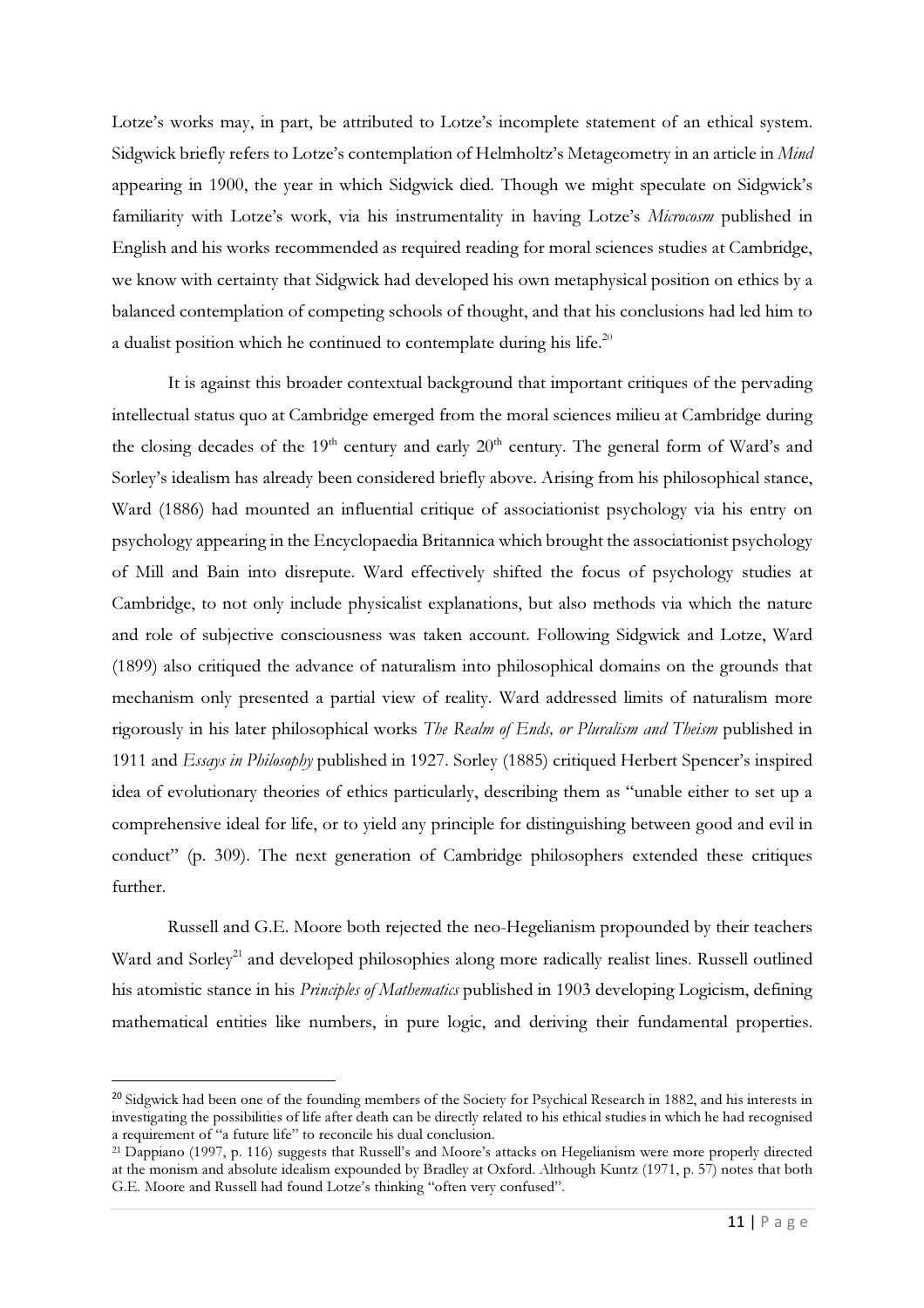Lotze's works may, in part, be attributed to Lotze's incomplete statement of an ethical system. Sidgwick briefly refers to Lotze's contemplation of Helmholtz's Metageometry in an article in *Mind* appearing in 1900, the year in which Sidgwick died. Though we might speculate on Sidgwick's familiarity with Lotze's work, via his instrumentality in having Lotze's *Microcosm* published in English and his works recommended as required reading for moral sciences studies at Cambridge, we know with certainty that Sidgwick had developed his own metaphysical position on ethics by a balanced contemplation of competing schools of thought, and that his conclusions had led him to a dualist position which he continued to contemplate during his life.[20]

It is against this broader contextual background that important critiques of the pervading intellectual status quo at Cambridge emerged from the moral sciences milieu at Cambridge during the closing decades of the 19th century and early 20th century. The general form of Ward's and Sorley's idealism has already been considered briefly above. Arising from his philosophical stance, Ward (1886) had mounted an influential critique of associationist psychology via his entry on psychology appearing in the Encyclopaedia Britannica which brought the associationist psychology of Mill and Bain into disrepute. Ward effectively shifted the focus of psychology studies at Cambridge, to not only include physicalist explanations, but also methods via which the nature and role of subjective consciousness was taken account. Following Sidgwick and Lotze, Ward (1899) also critiqued the advance of naturalism into philosophical domains on the grounds that mechanism only presented a partial view of reality. Ward addressed limits of naturalism more rigorously in his later philosophical works *The Realm of Ends, or Pluralism and Theism* published in 1911 and *Essays in Philosophy* published in 1927. Sorley (1885) critiqued Herbert Spencer's inspired idea of evolutionary theories of ethics particularly, describing them as "unable either to set up a comprehensive ideal for life, or to yield any principle for distinguishing between good and evil in conduct" (p. 309). The next generation of Cambridge philosophers extended these critiques further.

Russell and G.E. Moore both rejected the neo-Hegelianism propounded by their teachers Ward and Sorley[21] and developed philosophies along more radically realist lines. Russell outlined his atomistic stance in his *Principles of Mathematics* published in 1903 developing Logicism, defining mathematical entities like numbers, in pure logic, and deriving their fundamental properties.

---

[20] Sidgwick had been one of the founding members of the Society for Psychical Research in 1882, and his interests in investigating the possibilities of life after death can be directly related to his ethical studies in which he had recognised a requirement of "a future life" to reconcile his dual conclusion.

[21] Dappiano (1997, p. 116) suggests that Russell's and Moore's attacks on Hegelianism were more properly directed at the monism and absolute idealism expounded by Bradley at Oxford. Although Kuntz (1971, p. 57) notes that both G.E. Moore and Russell had found Lotze's thinking "often very confused".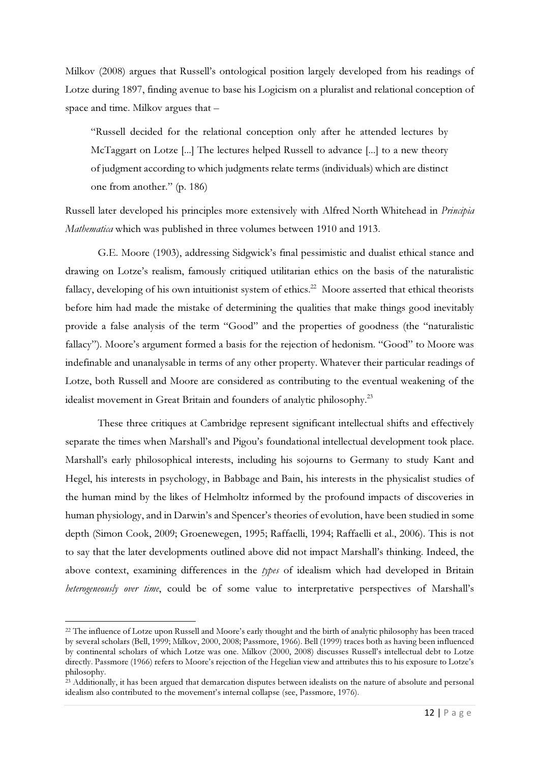Milkov (2008) argues that Russell's ontological position largely developed from his readings of Lotze during 1897, finding avenue to base his Logicism on a pluralist and relational conception of space and time. Milkov argues that –

> "Russell decided for the relational conception only after he attended lectures by McTaggart on Lotze [...] The lectures helped Russell to advance [...] to a new theory of judgment according to which judgments relate terms (individuals) which are distinct one from another." (p. 186)

Russell later developed his principles more extensively with Alfred North Whitehead in *Principia Mathematica* which was published in three volumes between 1910 and 1913.

G.E. Moore (1903), addressing Sidgwick's final pessimistic and dualist ethical stance and drawing on Lotze's realism, famously critiqued utilitarian ethics on the basis of the naturalistic fallacy, developing of his own intuitionist system of ethics.[22] Moore asserted that ethical theorists before him had made the mistake of determining the qualities that make things good inevitably provide a false analysis of the term "Good" and the properties of goodness (the "naturalistic fallacy"). Moore's argument formed a basis for the rejection of hedonism. "Good" to Moore was indefinable and unanalysable in terms of any other property. Whatever their particular readings of Lotze, both Russell and Moore are considered as contributing to the eventual weakening of the idealist movement in Great Britain and founders of analytic philosophy.[23]

These three critiques at Cambridge represent significant intellectual shifts and effectively separate the times when Marshall's and Pigou's foundational intellectual development took place. Marshall's early philosophical interests, including his sojourns to Germany to study Kant and Hegel, his interests in psychology, in Babbage and Bain, his interests in the physicalist studies of the human mind by the likes of Helmholtz informed by the profound impacts of discoveries in human physiology, and in Darwin's and Spencer's theories of evolution, have been studied in some depth (Simon Cook, 2009; Groenewegen, 1995; Raffaelli, 1994; Raffaelli et al., 2006). This is not to say that the later developments outlined above did not impact Marshall's thinking. Indeed, the above context, examining differences in the *types* of idealism which had developed in Britain *heterogeneously over time*, could be of some value to interpretative perspectives of Marshall's

---

[22] The influence of Lotze upon Russell and Moore's early thought and the birth of analytic philosophy has been traced by several scholars (Bell, 1999; Milkov, 2000, 2008; Passmore, 1966). Bell (1999) traces both as having been influenced by continental scholars of which Lotze was one. Milkov (2000, 2008) discusses Russell's intellectual debt to Lotze directly. Passmore (1966) refers to Moore's rejection of the Hegelian view and attributes this to his exposure to Lotze's philosophy.

[23] Additionally, it has been argued that demarcation disputes between idealists on the nature of absolute and personal idealism also contributed to the movement's internal collapse (see, Passmore, 1976).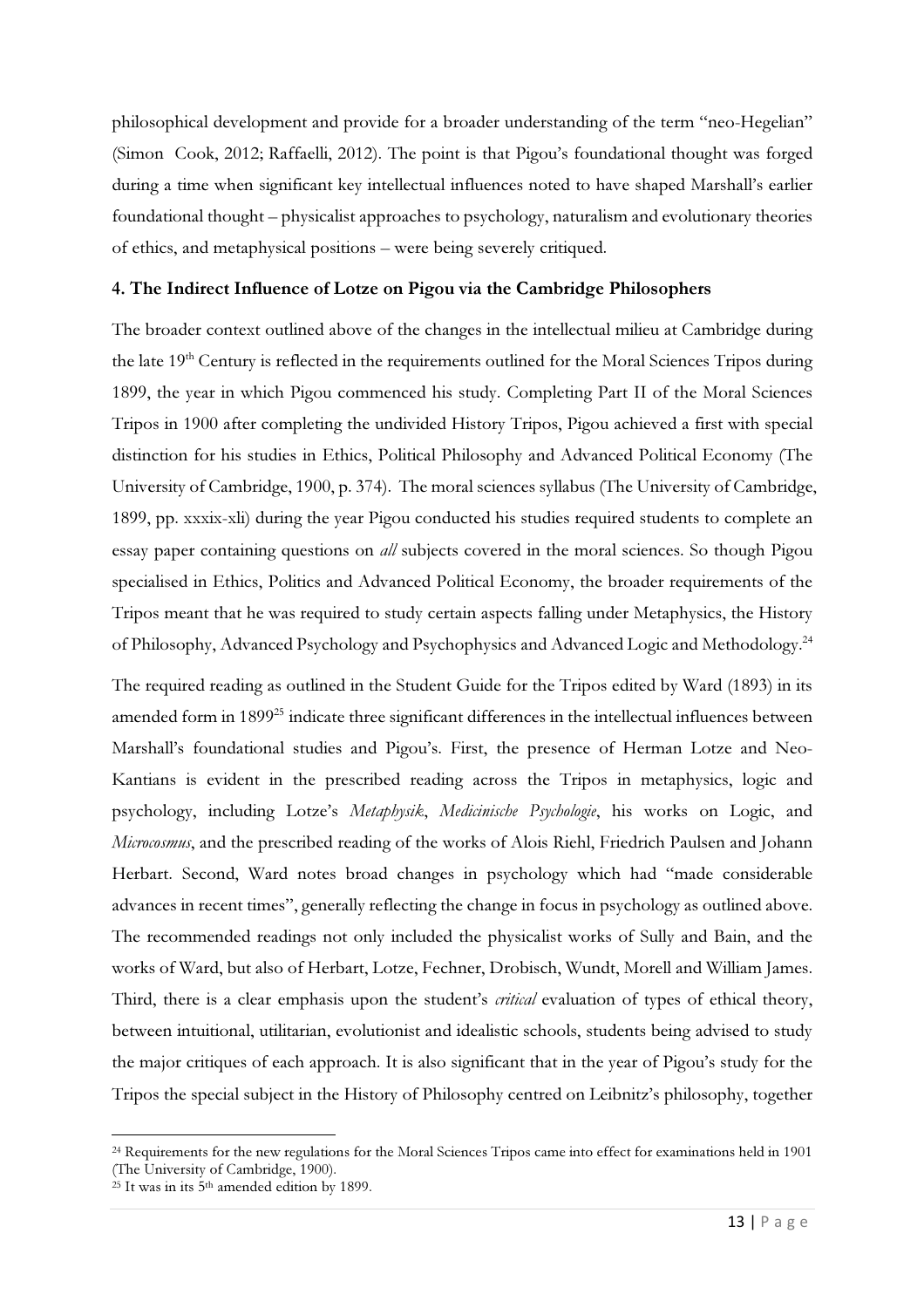philosophical development and provide for a broader understanding of the term "neo-Hegelian" (Simon Cook, 2012; Raffaelli, 2012). The point is that Pigou's foundational thought was forged during a time when significant key intellectual influences noted to have shaped Marshall's earlier foundational thought – physicalist approaches to psychology, naturalism and evolutionary theories of ethics, and metaphysical positions – were being severely critiqued.

## 4. The Indirect Influence of Lotze on Pigou via the Cambridge Philosophers

The broader context outlined above of the changes in the intellectual milieu at Cambridge during the late 19th Century is reflected in the requirements outlined for the Moral Sciences Tripos during 1899, the year in which Pigou commenced his study. Completing Part II of the Moral Sciences Tripos in 1900 after completing the undivided History Tripos, Pigou achieved a first with special distinction for his studies in Ethics, Political Philosophy and Advanced Political Economy (The University of Cambridge, 1900, p. 374). The moral sciences syllabus (The University of Cambridge, 1899, pp. xxxix-xli) during the year Pigou conducted his studies required students to complete an essay paper containing questions on *all* subjects covered in the moral sciences. So though Pigou specialised in Ethics, Politics and Advanced Political Economy, the broader requirements of the Tripos meant that he was required to study certain aspects falling under Metaphysics, the History of Philosophy, Advanced Psychology and Psychophysics and Advanced Logic and Methodology.[24]

The required reading as outlined in the Student Guide for the Tripos edited by Ward (1893) in its amended form in 1899[25] indicate three significant differences in the intellectual influences between Marshall's foundational studies and Pigou's. First, the presence of Herman Lotze and Neo-Kantians is evident in the prescribed reading across the Tripos in metaphysics, logic and psychology, including Lotze's *Metaphysik*, *Medicinische Psychologie*, his works on Logic, and *Microcosmus*, and the prescribed reading of the works of Alois Riehl, Friedrich Paulsen and Johann Herbart. Second, Ward notes broad changes in psychology which had "made considerable advances in recent times", generally reflecting the change in focus in psychology as outlined above. The recommended readings not only included the physicalist works of Sully and Bain, and the works of Ward, but also of Herbart, Lotze, Fechner, Drobisch, Wundt, Morell and William James. Third, there is a clear emphasis upon the student's *critical* evaluation of types of ethical theory, between intuitional, utilitarian, evolutionist and idealistic schools, students being advised to study the major critiques of each approach. It is also significant that in the year of Pigou's study for the Tripos the special subject in the History of Philosophy centred on Leibnitz's philosophy, together

[24] Requirements for the new regulations for the Moral Sciences Tripos came into effect for examinations held in 1901 (The University of Cambridge, 1900).

[25] It was in its 5th amended edition by 1899.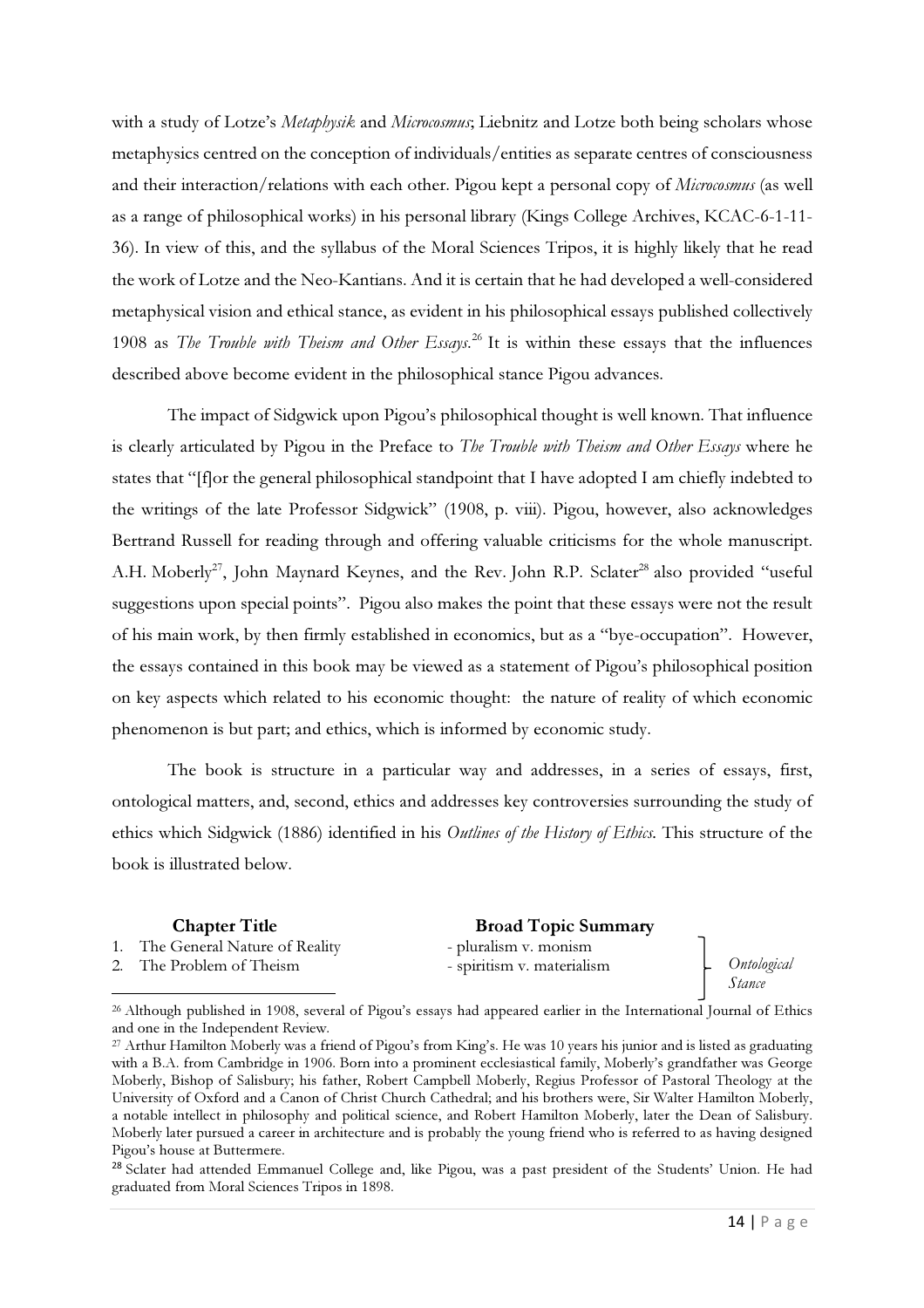with a study of Lotze's *Metaphysik* and *Microcosmus*; Liebnitz and Lotze both being scholars whose metaphysics centred on the conception of individuals/entities as separate centres of consciousness and their interaction/relations with each other. Pigou kept a personal copy of *Microcosmus* (as well as a range of philosophical works) in his personal library (Kings College Archives, KCAC-6-1-11-36). In view of this, and the syllabus of the Moral Sciences Tripos, it is highly likely that he read the work of Lotze and the Neo-Kantians. And it is certain that he had developed a well-considered metaphysical vision and ethical stance, as evident in his philosophical essays published collectively 1908 as *The Trouble with Theism and Other Essays*.[26] It is within these essays that the influences described above become evident in the philosophical stance Pigou advances.

The impact of Sidgwick upon Pigou's philosophical thought is well known. That influence is clearly articulated by Pigou in the Preface to *The Trouble with Theism and Other Essays* where he states that "[f]or the general philosophical standpoint that I have adopted I am chiefly indebted to the writings of the late Professor Sidgwick" (1908, p. viii). Pigou, however, also acknowledges Bertrand Russell for reading through and offering valuable criticisms for the whole manuscript. A.H. Moberly[27], John Maynard Keynes, and the Rev. John R.P. Sclater[28] also provided "useful suggestions upon special points". Pigou also makes the point that these essays were not the result of his main work, by then firmly established in economics, but as a "bye-occupation". However, the essays contained in this book may be viewed as a statement of Pigou's philosophical position on key aspects which related to his economic thought: the nature of reality of which economic phenomenon is but part; and ethics, which is informed by economic study.

The book is structure in a particular way and addresses, in a series of essays, first, ontological matters, and, second, ethics and addresses key controversies surrounding the study of ethics which Sidgwick (1886) identified in his *Outlines of the History of Ethics*. This structure of the book is illustrated below.

| Chapter Title | Broad Topic Summary | |
|---|---|---|
| 1. The General Nature of Reality | - pluralism v. monism | *Ontological Stance* |
| 2. The Problem of Theism | - spiritism v. materialism | |

[26] Although published in 1908, several of Pigou's essays had appeared earlier in the International Journal of Ethics and one in the Independent Review.

[27] Arthur Hamilton Moberly was a friend of Pigou's from King's. He was 10 years his junior and is listed as graduating with a B.A. from Cambridge in 1906. Born into a prominent ecclesiastical family, Moberly's grandfather was George Moberly, Bishop of Salisbury; his father, Robert Campbell Moberly, Regius Professor of Pastoral Theology at the University of Oxford and a Canon of Christ Church Cathedral; and his brothers were, Sir Walter Hamilton Moberly, a notable intellect in philosophy and political science, and Robert Hamilton Moberly, later the Dean of Salisbury. Moberly later pursued a career in architecture and is probably the young friend who is referred to as having designed Pigou's house at Buttermere.

[28] Sclater had attended Emmanuel College and, like Pigou, was a past president of the Students' Union. He had graduated from Moral Sciences Tripos in 1898.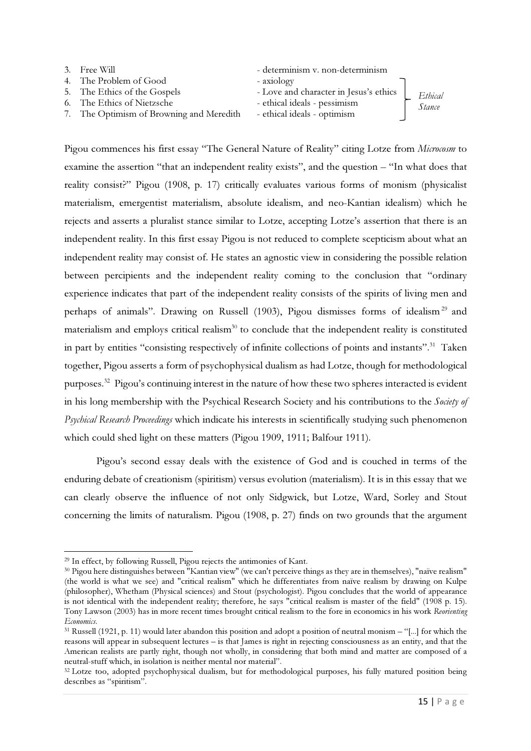| | | |
|---|---|---|
| 3. Free Will | - determinism v. non-determinism | |
| 4. The Problem of Good | - axiology | *Ethical Stance* |
| 5. The Ethics of the Gospels | - Love and character in Jesus's ethics | |
| 6. The Ethics of Nietzsche | - ethical ideals - pessimism | |
| 7. The Optimism of Browning and Meredith | - ethical ideals - optimism | |

Pigou commences his first essay "The General Nature of Reality" citing Lotze from *Microcosm* to examine the assertion "that an independent reality exists", and the question – "In what does that reality consist?" Pigou (1908, p. 17) critically evaluates various forms of monism (physicalist materialism, emergentist materialism, absolute idealism, and neo-Kantian idealism) which he rejects and asserts a pluralist stance similar to Lotze, accepting Lotze's assertion that there is an independent reality. In this first essay Pigou is not reduced to complete scepticism about what an independent reality may consist of. He states an agnostic view in considering the possible relation between percipients and the independent reality coming to the conclusion that "ordinary experience indicates that part of the independent reality consists of the spirits of living men and perhaps of animals". Drawing on Russell (1903), Pigou dismisses forms of idealism[29] and materialism and employs critical realism[30] to conclude that the independent reality is constituted in part by entities "consisting respectively of infinite collections of points and instants".[31] Taken together, Pigou asserts a form of psychophysical dualism as had Lotze, though for methodological purposes.[32] Pigou's continuing interest in the nature of how these two spheres interacted is evident in his long membership with the Psychical Research Society and his contributions to the *Society of Psychical Research Proceedings* which indicate his interests in scientifically studying such phenomenon which could shed light on these matters (Pigou 1909, 1911; Balfour 1911).

Pigou's second essay deals with the existence of God and is couched in terms of the enduring debate of creationism (spiritism) versus evolution (materialism). It is in this essay that we can clearly observe the influence of not only Sidgwick, but Lotze, Ward, Sorley and Stout concerning the limits of naturalism. Pigou (1908, p. 27) finds on two grounds that the argument

[29] In effect, by following Russell, Pigou rejects the antimonies of Kant.

[30] Pigou here distinguishes between "Kantian view" (we can't perceive things as they are in themselves), "naïve realism" (the world is what we see) and "critical realism" which he differentiates from naïve realism by drawing on Kulpe (philosopher), Whetham (Physical sciences) and Stout (psychologist). Pigou concludes that the world of appearance is not identical with the independent reality; therefore, he says "critical realism is master of the field" (1908 p. 15). Tony Lawson (2003) has in more recent times brought critical realism to the fore in economics in his work *Reorienting Economics*.

[31] Russell (1921, p. 11) would later abandon this position and adopt a position of neutral monism – "[...] for which the reasons will appear in subsequent lectures – is that James is right in rejecting consciousness as an entity, and that the American realists are partly right, though not wholly, in considering that both mind and matter are composed of a neutral-stuff which, in isolation is neither mental nor material".

[32] Lotze too, adopted psychophysical dualism, but for methodological purposes, his fully matured position being describes as "spiritism".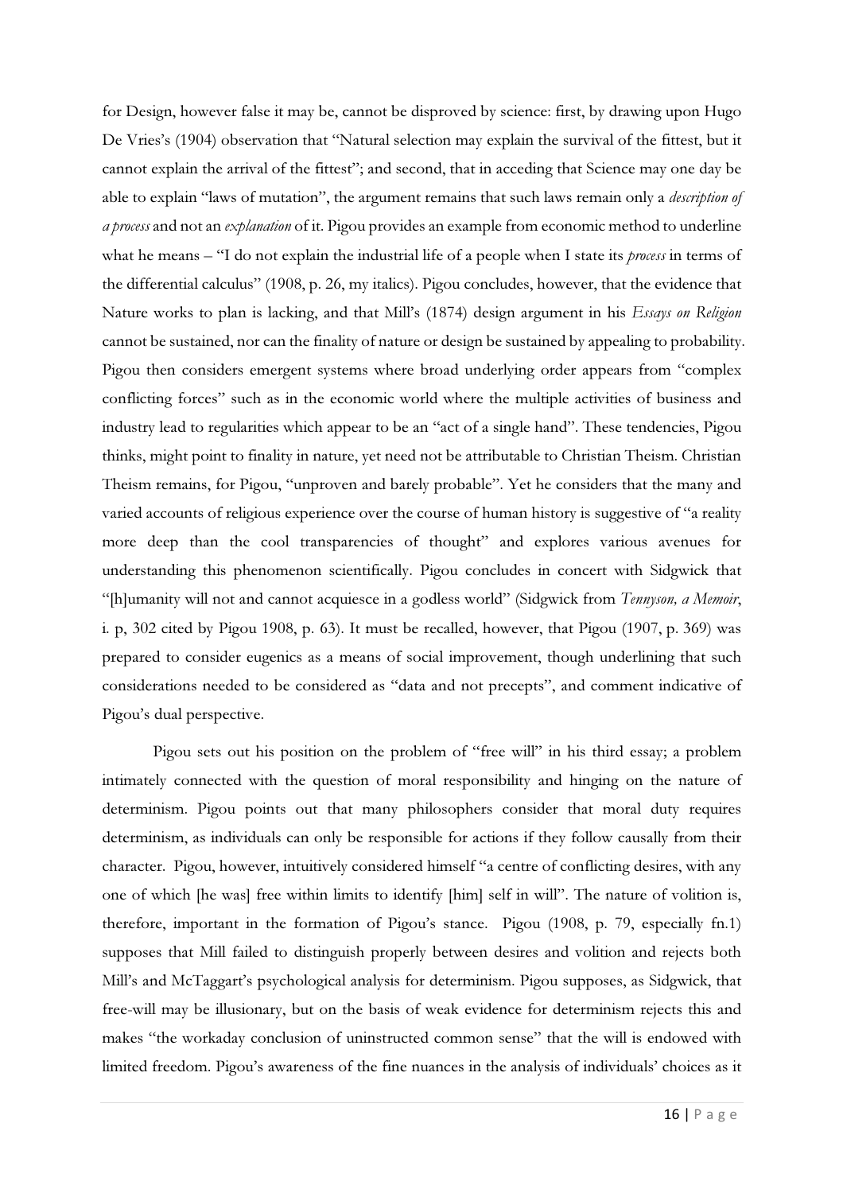for Design, however false it may be, cannot be disproved by science: first, by drawing upon Hugo De Vries's (1904) observation that "Natural selection may explain the survival of the fittest, but it cannot explain the arrival of the fittest"; and second, that in acceding that Science may one day be able to explain "laws of mutation", the argument remains that such laws remain only a *description of a process* and not an *explanation* of it. Pigou provides an example from economic method to underline what he means – "I do not explain the industrial life of a people when I state its *process* in terms of the differential calculus" (1908, p. 26, my italics). Pigou concludes, however, that the evidence that Nature works to plan is lacking, and that Mill's (1874) design argument in his *Essays on Religion* cannot be sustained, nor can the finality of nature or design be sustained by appealing to probability. Pigou then considers emergent systems where broad underlying order appears from "complex conflicting forces" such as in the economic world where the multiple activities of business and industry lead to regularities which appear to be an "act of a single hand". These tendencies, Pigou thinks, might point to finality in nature, yet need not be attributable to Christian Theism. Christian Theism remains, for Pigou, "unproven and barely probable". Yet he considers that the many and varied accounts of religious experience over the course of human history is suggestive of "a reality more deep than the cool transparencies of thought" and explores various avenues for understanding this phenomenon scientifically. Pigou concludes in concert with Sidgwick that "[h]umanity will not and cannot acquiesce in a godless world" (Sidgwick from *Tennyson, a Memoir*, i. p, 302 cited by Pigou 1908, p. 63). It must be recalled, however, that Pigou (1907, p. 369) was prepared to consider eugenics as a means of social improvement, though underlining that such considerations needed to be considered as "data and not precepts", and comment indicative of Pigou's dual perspective.

Pigou sets out his position on the problem of "free will" in his third essay; a problem intimately connected with the question of moral responsibility and hinging on the nature of determinism. Pigou points out that many philosophers consider that moral duty requires determinism, as individuals can only be responsible for actions if they follow causally from their character. Pigou, however, intuitively considered himself "a centre of conflicting desires, with any one of which [he was] free within limits to identify [him] self in will". The nature of volition is, therefore, important in the formation of Pigou's stance. Pigou (1908, p. 79, especially fn.1) supposes that Mill failed to distinguish properly between desires and volition and rejects both Mill's and McTaggart's psychological analysis for determinism. Pigou supposes, as Sidgwick, that free-will may be illusionary, but on the basis of weak evidence for determinism rejects this and makes "the workaday conclusion of uninstructed common sense" that the will is endowed with limited freedom. Pigou's awareness of the fine nuances in the analysis of individuals' choices as it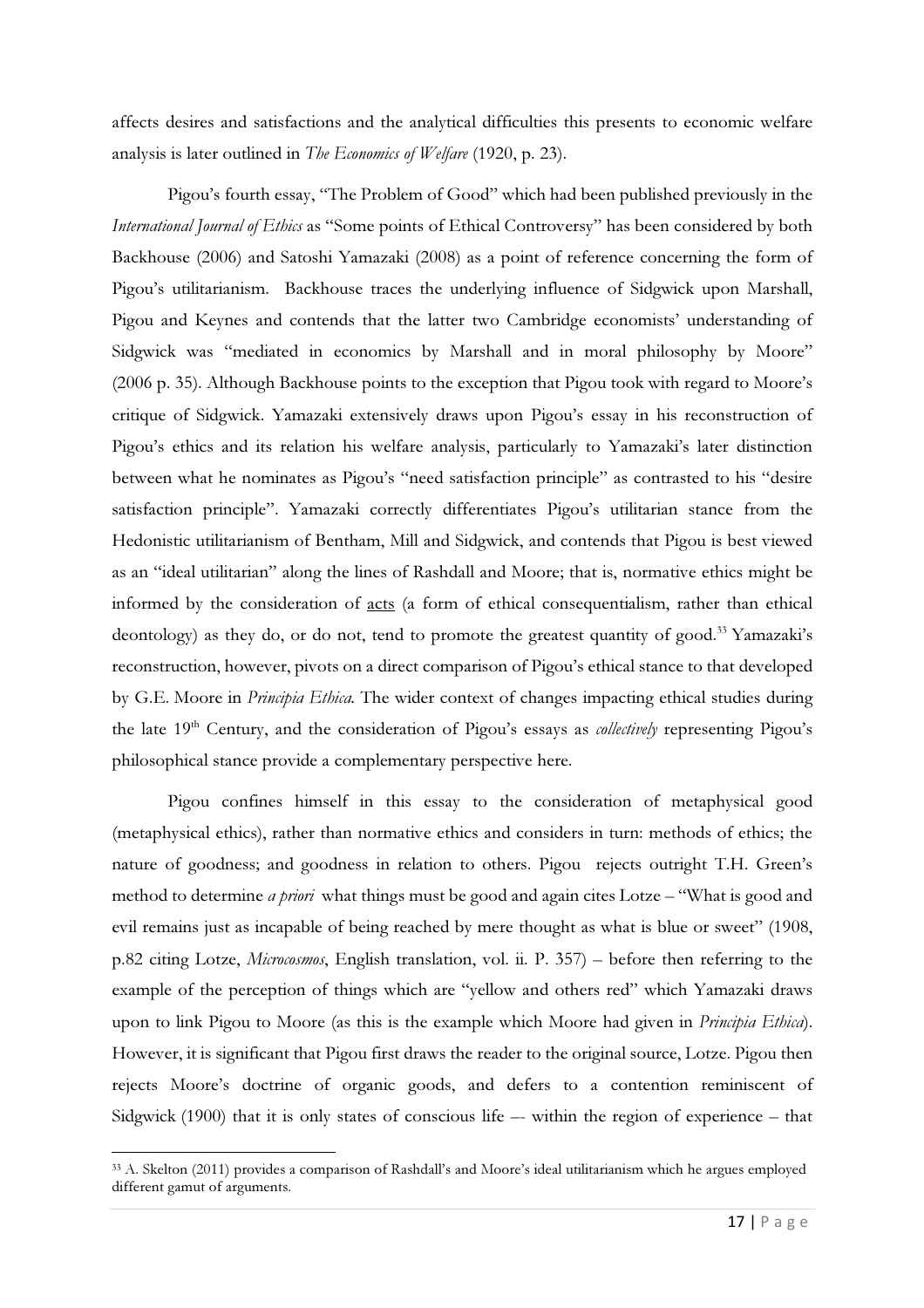affects desires and satisfactions and the analytical difficulties this presents to economic welfare analysis is later outlined in *The Economics of Welfare* (1920, p. 23).

Pigou's fourth essay, "The Problem of Good" which had been published previously in the *International Journal of Ethics* as "Some points of Ethical Controversy" has been considered by both Backhouse (2006) and Satoshi Yamazaki (2008) as a point of reference concerning the form of Pigou's utilitarianism. Backhouse traces the underlying influence of Sidgwick upon Marshall, Pigou and Keynes and contends that the latter two Cambridge economists' understanding of Sidgwick was "mediated in economics by Marshall and in moral philosophy by Moore" (2006 p. 35). Although Backhouse points to the exception that Pigou took with regard to Moore's critique of Sidgwick. Yamazaki extensively draws upon Pigou's essay in his reconstruction of Pigou's ethics and its relation his welfare analysis, particularly to Yamazaki's later distinction between what he nominates as Pigou's "need satisfaction principle" as contrasted to his "desire satisfaction principle". Yamazaki correctly differentiates Pigou's utilitarian stance from the Hedonistic utilitarianism of Bentham, Mill and Sidgwick, and contends that Pigou is best viewed as an "ideal utilitarian" along the lines of Rashdall and Moore; that is, normative ethics might be informed by the consideration of <u>acts</u> (a form of ethical consequentialism, rather than ethical deontology) as they do, or do not, tend to promote the greatest quantity of good.[33] Yamazaki's reconstruction, however, pivots on a direct comparison of Pigou's ethical stance to that developed by G.E. Moore in *Principia Ethica*. The wider context of changes impacting ethical studies during the late 19th Century, and the consideration of Pigou's essays as *collectively* representing Pigou's philosophical stance provide a complementary perspective here.

Pigou confines himself in this essay to the consideration of metaphysical good (metaphysical ethics), rather than normative ethics and considers in turn: methods of ethics; the nature of goodness; and goodness in relation to others. Pigou rejects outright T.H. Green's method to determine *a priori* what things must be good and again cites Lotze – "What is good and evil remains just as incapable of being reached by mere thought as what is blue or sweet" (1908, p.82 citing Lotze, *Microcosmos*, English translation, vol. ii. P. 357) – before then referring to the example of the perception of things which are "yellow and others red" which Yamazaki draws upon to link Pigou to Moore (as this is the example which Moore had given in *Principia Ethica*). However, it is significant that Pigou first draws the reader to the original source, Lotze. Pigou then rejects Moore's doctrine of organic goods, and defers to a contention reminiscent of Sidgwick (1900) that it is only states of conscious life –- within the region of experience – that

---

[33] A. Skelton (2011) provides a comparison of Rashdall's and Moore's ideal utilitarianism which he argues employed different gamut of arguments.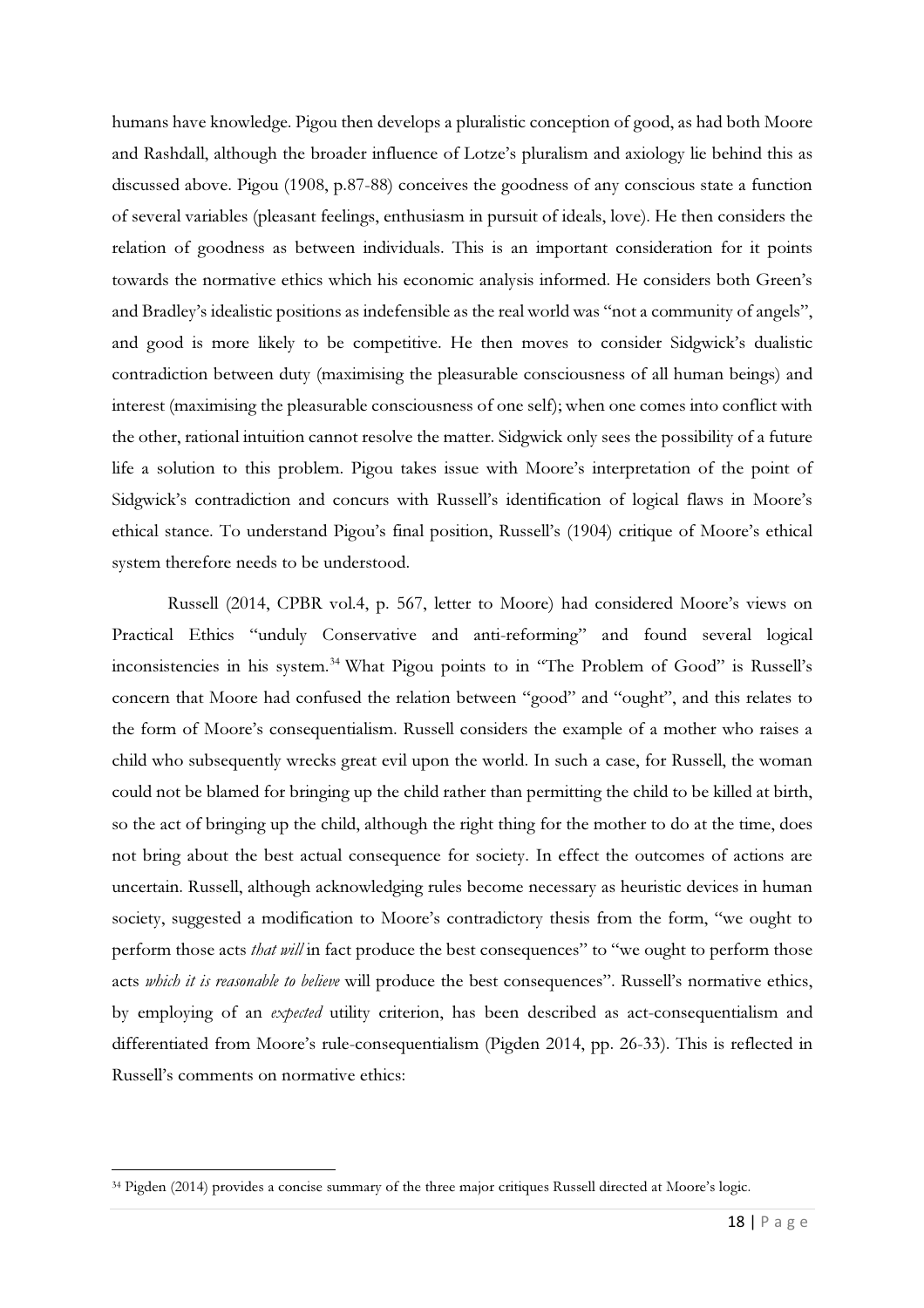humans have knowledge. Pigou then develops a pluralistic conception of good, as had both Moore and Rashdall, although the broader influence of Lotze's pluralism and axiology lie behind this as discussed above. Pigou (1908, p.87-88) conceives the goodness of any conscious state a function of several variables (pleasant feelings, enthusiasm in pursuit of ideals, love). He then considers the relation of goodness as between individuals. This is an important consideration for it points towards the normative ethics which his economic analysis informed. He considers both Green's and Bradley's idealistic positions as indefensible as the real world was "not a community of angels", and good is more likely to be competitive. He then moves to consider Sidgwick's dualistic contradiction between duty (maximising the pleasurable consciousness of all human beings) and interest (maximising the pleasurable consciousness of one self); when one comes into conflict with the other, rational intuition cannot resolve the matter. Sidgwick only sees the possibility of a future life a solution to this problem. Pigou takes issue with Moore's interpretation of the point of Sidgwick's contradiction and concurs with Russell's identification of logical flaws in Moore's ethical stance. To understand Pigou's final position, Russell's (1904) critique of Moore's ethical system therefore needs to be understood.

Russell (2014, CPBR vol.4, p. 567, letter to Moore) had considered Moore's views on Practical Ethics "unduly Conservative and anti-reforming" and found several logical inconsistencies in his system.[34] What Pigou points to in "The Problem of Good" is Russell's concern that Moore had confused the relation between "good" and "ought", and this relates to the form of Moore's consequentialism. Russell considers the example of a mother who raises a child who subsequently wrecks great evil upon the world. In such a case, for Russell, the woman could not be blamed for bringing up the child rather than permitting the child to be killed at birth, so the act of bringing up the child, although the right thing for the mother to do at the time, does not bring about the best actual consequence for society. In effect the outcomes of actions are uncertain. Russell, although acknowledging rules become necessary as heuristic devices in human society, suggested a modification to Moore's contradictory thesis from the form, "we ought to perform those acts *that will* in fact produce the best consequences" to "we ought to perform those acts *which it is reasonable to believe* will produce the best consequences". Russell's normative ethics, by employing of an *expected* utility criterion, has been described as act-consequentialism and differentiated from Moore's rule-consequentialism (Pigden 2014, pp. 26-33). This is reflected in Russell's comments on normative ethics:

---

[34] Pigden (2014) provides a concise summary of the three major critiques Russell directed at Moore's logic.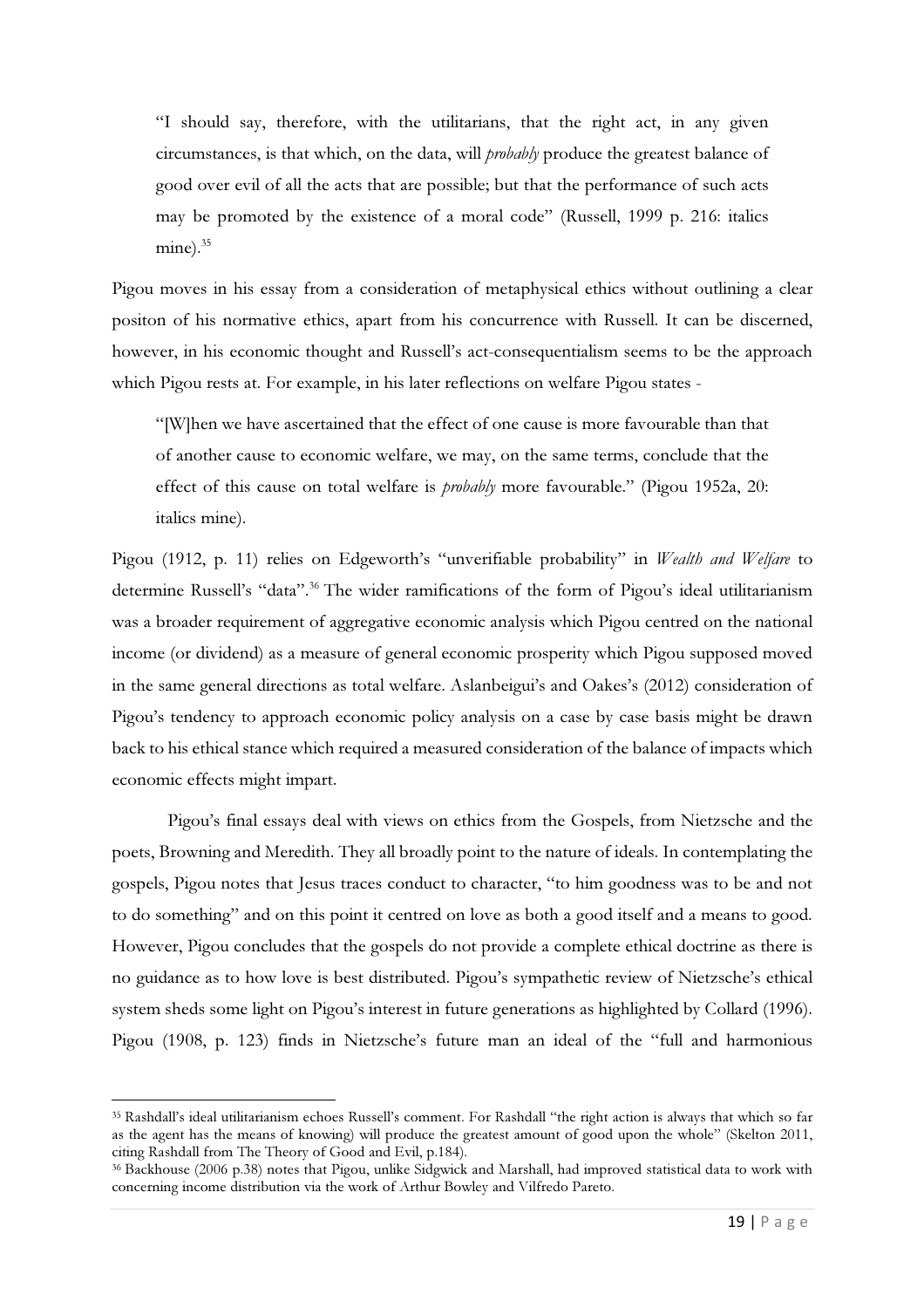> "I should say, therefore, with the utilitarians, that the right act, in any given circumstances, is that which, on the data, will *probably* produce the greatest balance of good over evil of all the acts that are possible; but that the performance of such acts may be promoted by the existence of a moral code" (Russell, 1999 p. 216: italics mine).[35]

Pigou moves in his essay from a consideration of metaphysical ethics without outlining a clear positon of his normative ethics, apart from his concurrence with Russell. It can be discerned, however, in his economic thought and Russell's act-consequentialism seems to be the approach which Pigou rests at. For example, in his later reflections on welfare Pigou states -

> "[W]hen we have ascertained that the effect of one cause is more favourable than that of another cause to economic welfare, we may, on the same terms, conclude that the effect of this cause on total welfare is *probably* more favourable." (Pigou 1952a, 20: italics mine).

Pigou (1912, p. 11) relies on Edgeworth's "unverifiable probability" in *Wealth and Welfare* to determine Russell's "data".[36] The wider ramifications of the form of Pigou's ideal utilitarianism was a broader requirement of aggregative economic analysis which Pigou centred on the national income (or dividend) as a measure of general economic prosperity which Pigou supposed moved in the same general directions as total welfare. Aslanbeigui's and Oakes's (2012) consideration of Pigou's tendency to approach economic policy analysis on a case by case basis might be drawn back to his ethical stance which required a measured consideration of the balance of impacts which economic effects might impart.

Pigou's final essays deal with views on ethics from the Gospels, from Nietzsche and the poets, Browning and Meredith. They all broadly point to the nature of ideals. In contemplating the gospels, Pigou notes that Jesus traces conduct to character, "to him goodness was to be and not to do something" and on this point it centred on love as both a good itself and a means to good. However, Pigou concludes that the gospels do not provide a complete ethical doctrine as there is no guidance as to how love is best distributed. Pigou's sympathetic review of Nietzsche's ethical system sheds some light on Pigou's interest in future generations as highlighted by Collard (1996). Pigou (1908, p. 123) finds in Nietzsche's future man an ideal of the "full and harmonious

---

[35] Rashdall's ideal utilitarianism echoes Russell's comment. For Rashdall "the right action is always that which so far as the agent has the means of knowing) will produce the greatest amount of good upon the whole" (Skelton 2011, citing Rashdall from The Theory of Good and Evil, p.184).

[36] Backhouse (2006 p.38) notes that Pigou, unlike Sidgwick and Marshall, had improved statistical data to work with concerning income distribution via the work of Arthur Bowley and Vilfredo Pareto.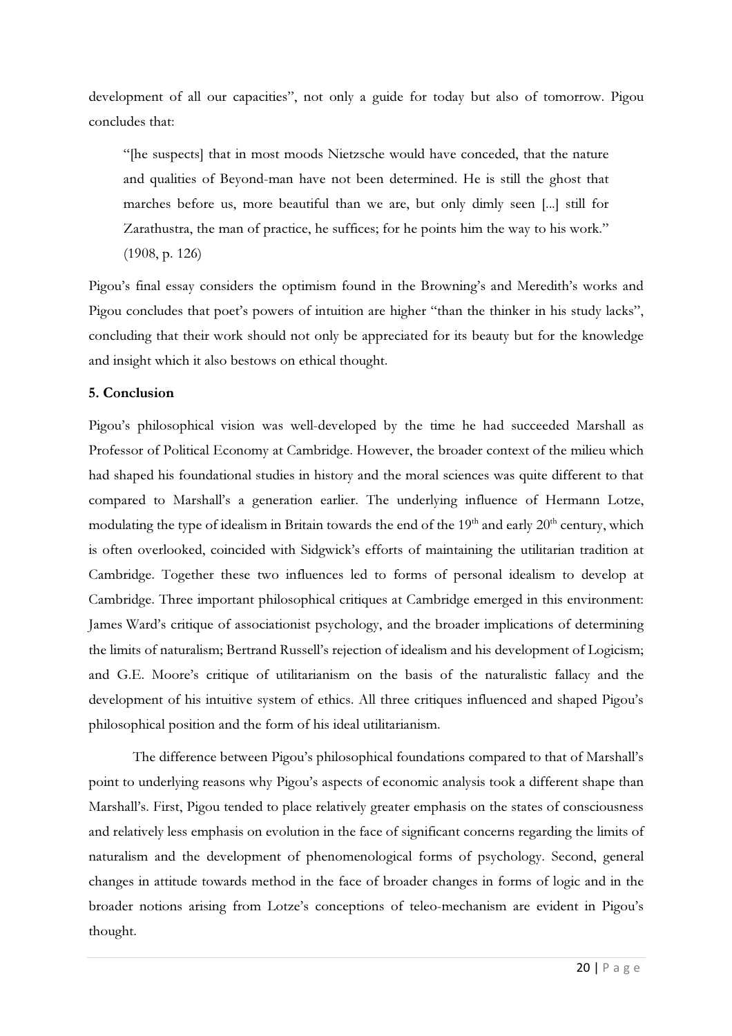development of all our capacities", not only a guide for today but also of tomorrow. Pigou concludes that:

> "[he suspects] that in most moods Nietzsche would have conceded, that the nature and qualities of Beyond-man have not been determined. He is still the ghost that marches before us, more beautiful than we are, but only dimly seen [...] still for Zarathustra, the man of practice, he suffices; for he points him the way to his work." (1908, p. 126)

Pigou's final essay considers the optimism found in the Browning's and Meredith's works and Pigou concludes that poet's powers of intuition are higher "than the thinker in his study lacks", concluding that their work should not only be appreciated for its beauty but for the knowledge and insight which it also bestows on ethical thought.

## 5. Conclusion

Pigou's philosophical vision was well-developed by the time he had succeeded Marshall as Professor of Political Economy at Cambridge. However, the broader context of the milieu which had shaped his foundational studies in history and the moral sciences was quite different to that compared to Marshall's a generation earlier. The underlying influence of Hermann Lotze, modulating the type of idealism in Britain towards the end of the 19th and early 20th century, which is often overlooked, coincided with Sidgwick's efforts of maintaining the utilitarian tradition at Cambridge. Together these two influences led to forms of personal idealism to develop at Cambridge. Three important philosophical critiques at Cambridge emerged in this environment: James Ward's critique of associationist psychology, and the broader implications of determining the limits of naturalism; Bertrand Russell's rejection of idealism and his development of Logicism; and G.E. Moore's critique of utilitarianism on the basis of the naturalistic fallacy and the development of his intuitive system of ethics. All three critiques influenced and shaped Pigou's philosophical position and the form of his ideal utilitarianism.

The difference between Pigou's philosophical foundations compared to that of Marshall's point to underlying reasons why Pigou's aspects of economic analysis took a different shape than Marshall's. First, Pigou tended to place relatively greater emphasis on the states of consciousness and relatively less emphasis on evolution in the face of significant concerns regarding the limits of naturalism and the development of phenomenological forms of psychology. Second, general changes in attitude towards method in the face of broader changes in forms of logic and in the broader notions arising from Lotze's conceptions of teleo-mechanism are evident in Pigou's thought.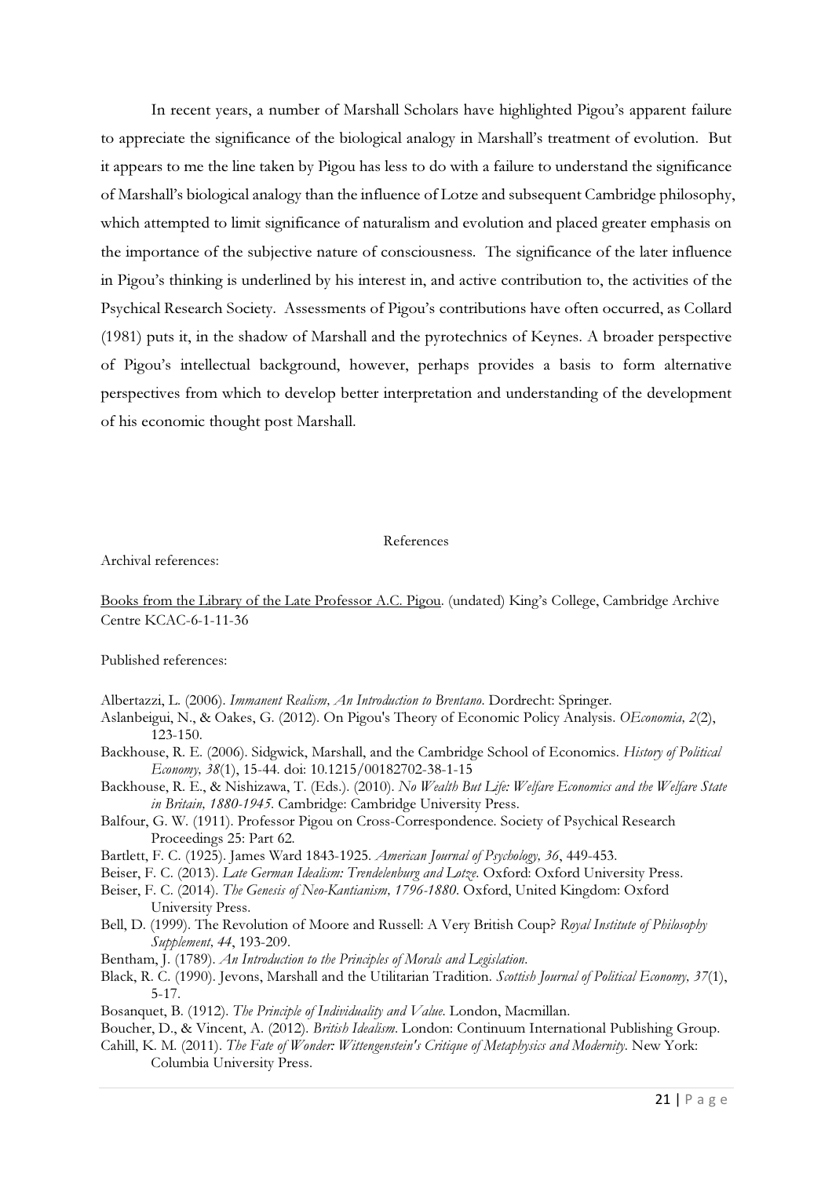In recent years, a number of Marshall Scholars have highlighted Pigou's apparent failure to appreciate the significance of the biological analogy in Marshall's treatment of evolution. But it appears to me the line taken by Pigou has less to do with a failure to understand the significance of Marshall's biological analogy than the influence of Lotze and subsequent Cambridge philosophy, which attempted to limit significance of naturalism and evolution and placed greater emphasis on the importance of the subjective nature of consciousness. The significance of the later influence in Pigou's thinking is underlined by his interest in, and active contribution to, the activities of the Psychical Research Society. Assessments of Pigou's contributions have often occurred, as Collard (1981) puts it, in the shadow of Marshall and the pyrotechnics of Keynes. A broader perspective of Pigou's intellectual background, however, perhaps provides a basis to form alternative perspectives from which to develop better interpretation and understanding of the development of his economic thought post Marshall.

## References

Archival references:

Books from the Library of the Late Professor A.C. Pigou. (undated) King's College, Cambridge Archive Centre KCAC-6-1-11-36

Published references:

Albertazzi, L. (2006). *Immanent Realism, An Introduction to Brentano*. Dordrecht: Springer.

Aslanbeigui, N., & Oakes, G. (2012). On Pigou's Theory of Economic Policy Analysis. *OEconomia, 2*(2), 123-150.

Backhouse, R. E. (2006). Sidgwick, Marshall, and the Cambridge School of Economics. *History of Political Economy, 38*(1), 15-44. doi: 10.1215/00182702-38-1-15

Backhouse, R. E., & Nishizawa, T. (Eds.). (2010). *No Wealth But Life: Welfare Economics and the Welfare State in Britain, 1880-1945*. Cambridge: Cambridge University Press.

Balfour, G. W. (1911). Professor Pigou on Cross-Correspondence. Society of Psychical Research Proceedings 25: Part 62.

Bartlett, F. C. (1925). James Ward 1843-1925. *American Journal of Psychology, 36*, 449-453.

Beiser, F. C. (2013). *Late German Idealism: Trendelenburg and Lotze*. Oxford: Oxford University Press.

Beiser, F. C. (2014). *The Genesis of Neo-Kantianism, 1796-1880*. Oxford, United Kingdom: Oxford University Press.

Bell, D. (1999). The Revolution of Moore and Russell: A Very British Coup? *Royal Institute of Philosophy Supplement, 44*, 193-209.

Bentham, J. (1789). *An Introduction to the Principles of Morals and Legislation*.

Black, R. C. (1990). Jevons, Marshall and the Utilitarian Tradition. *Scottish Journal of Political Economy, 37*(1), 5-17.

Bosanquet, B. (1912). *The Principle of Individuality and Value*. London, Macmillan.

Boucher, D., & Vincent, A. (2012). *British Idealism*. London: Continuum International Publishing Group.

Cahill, K. M. (2011). *The Fate of Wonder: Wittengenstein's Critique of Metaphysics and Modernity*. New York: Columbia University Press.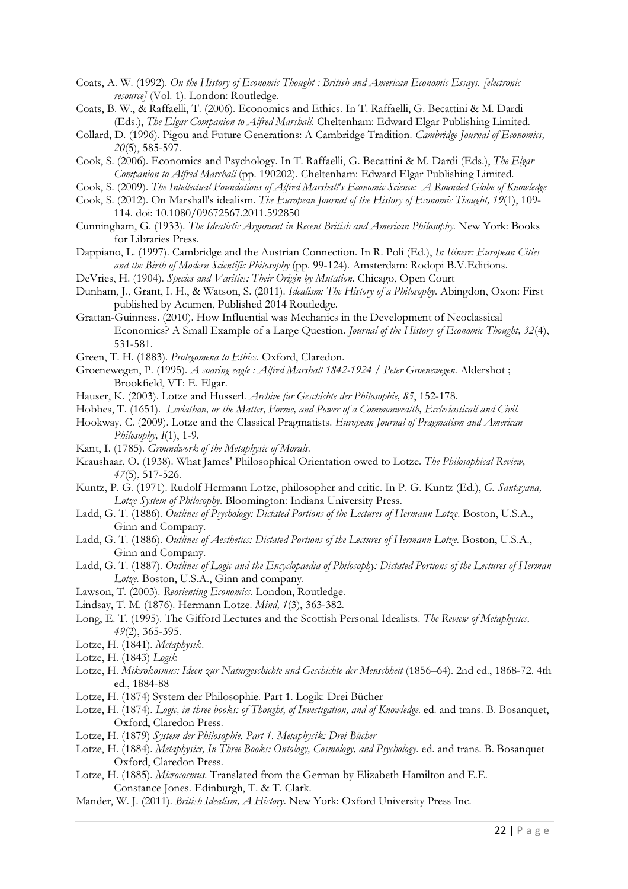Coats, A. W. (1992). *On the History of Economic Thought : British and American Economic Essays. [electronic resource]* (Vol. 1). London: Routledge.

Coats, B. W., & Raffaelli, T. (2006). Economics and Ethics. In T. Raffaelli, G. Becattini & M. Dardi (Eds.), *The Elgar Companion to Alfred Marshall*. Cheltenham: Edward Elgar Publishing Limited.

Collard, D. (1996). Pigou and Future Generations: A Cambridge Tradition. *Cambridge Journal of Economics, 20*(5), 585-597.

Cook, S. (2006). Economics and Psychology. In T. Raffaelli, G. Becattini & M. Dardi (Eds.), *The Elgar Companion to Alfred Marshall* (pp. 190202). Cheltenham: Edward Elgar Publishing Limited.

Cook, S. (2009). *The Intellectual Foundations of Alfred Marshall's Economic Science: A Rounded Globe of Knowledge*

Cook, S. (2012). On Marshall's idealism. *The European Journal of the History of Economic Thought, 19*(1), 109-114. doi: 10.1080/09672567.2011.592850

Cunningham, G. (1933). *The Idealistic Argument in Recent British and American Philosophy*. New York: Books for Libraries Press.

Dappiano, L. (1997). Cambridge and the Austrian Connection. In R. Poli (Ed.), *In Itinere: European Cities and the Birth of Modern Scientific Philosophy* (pp. 99-124). Amsterdam: Rodopi B.V.Editions.

DeVries, H. (1904). *Species and Varities: Their Origin by Mutation*. Chicago, Open Court

Dunham, J., Grant, I. H., & Watson, S. (2011). *Idealism: The History of a Philosophy*. Abingdon, Oxon: First published by Acumen, Published 2014 Routledge.

Grattan-Guinness. (2010). How Influential was Mechanics in the Development of Neoclassical Economics? A Small Example of a Large Question. *Journal of the History of Economic Thought, 32*(4), 531-581.

Green, T. H. (1883). *Prolegomena to Ethics*. Oxford, Claredon.

Groenewegen, P. (1995). *A soaring eagle : Alfred Marshall 1842-1924 / Peter Groenewegen*. Aldershot ; Brookfield, VT: E. Elgar.

Hauser, K. (2003). Lotze and Husserl. *Archive fur Geschichte der Philosophie, 85*, 152-178.

Hobbes, T. (1651). *Leviathan, or the Matter, Forme, and Power of a Commonwealth, Ecclesiasticall and Civil*.

Hookway, C. (2009). Lotze and the Classical Pragmatists. *European Journal of Pragmatism and American Philosophy, I*(1), 1-9.

Kant, I. (1785). *Groundwork of the Metaphysic of Morals*.

Kraushaar, O. (1938). What James' Philosophical Orientation owed to Lotze. *The Philosophical Review, 47*(5), 517-526.

Kuntz, P. G. (1971). Rudolf Hermann Lotze, philosopher and critic. In P. G. Kuntz (Ed.), *G. Santayana, Lotze System of Philosophy*. Bloomington: Indiana University Press.

Ladd, G. T. (1886). *Outlines of Psychology: Dictated Portions of the Lectures of Hermann Lotze*. Boston, U.S.A., Ginn and Company.

Ladd, G. T. (1886). *Outlines of Aesthetics: Dictated Portions of the Lectures of Hermann Lotze*. Boston, U.S.A., Ginn and Company.

Ladd, G. T. (1887). *Outlines of Logic and the Encyclopaedia of Philosophy: Dictated Portions of the Lectures of Herman Lotze*. Boston, U.S.A., Ginn and company.

Lawson, T. (2003). *Reorienting Economics*. London, Routledge.

Lindsay, T. M. (1876). Hermann Lotze. *Mind, 1*(3), 363-382.

Long, E. T. (1995). The Gifford Lectures and the Scottish Personal Idealists. *The Review of Metaphysics, 49*(2), 365-395.

Lotze, H. (1841). *Metaphysik*.

Lotze, H. (1843) *Logik*

Lotze, H. *Mikrokosmus: Ideen zur Naturgeschichte und Geschichte der Menschheit* (1856–64). 2nd ed., 1868-72. 4th ed., 1884-88

Lotze, H. (1874) System der Philosophie. Part 1. Logik: Drei Bücher

Lotze, H. (1874). *Logic, in three books: of Thought, of Investigation, and of Knowledge*. ed. and trans. B. Bosanquet, Oxford, Claredon Press.

Lotze, H. (1879) *System der Philosophie. Part 1. Metaphysik: Drei Bücher*

Lotze, H. (1884). *Metaphysics, In Three Books: Ontology, Cosmology, and Psychology*. ed. and trans. B. Bosanquet Oxford, Claredon Press.

Lotze, H. (1885). *Microcosmus*. Translated from the German by Elizabeth Hamilton and E.E. Constance Jones. Edinburgh, T. & T. Clark.

Mander, W. J. (2011). *British Idealism, A History*. New York: Oxford University Press Inc.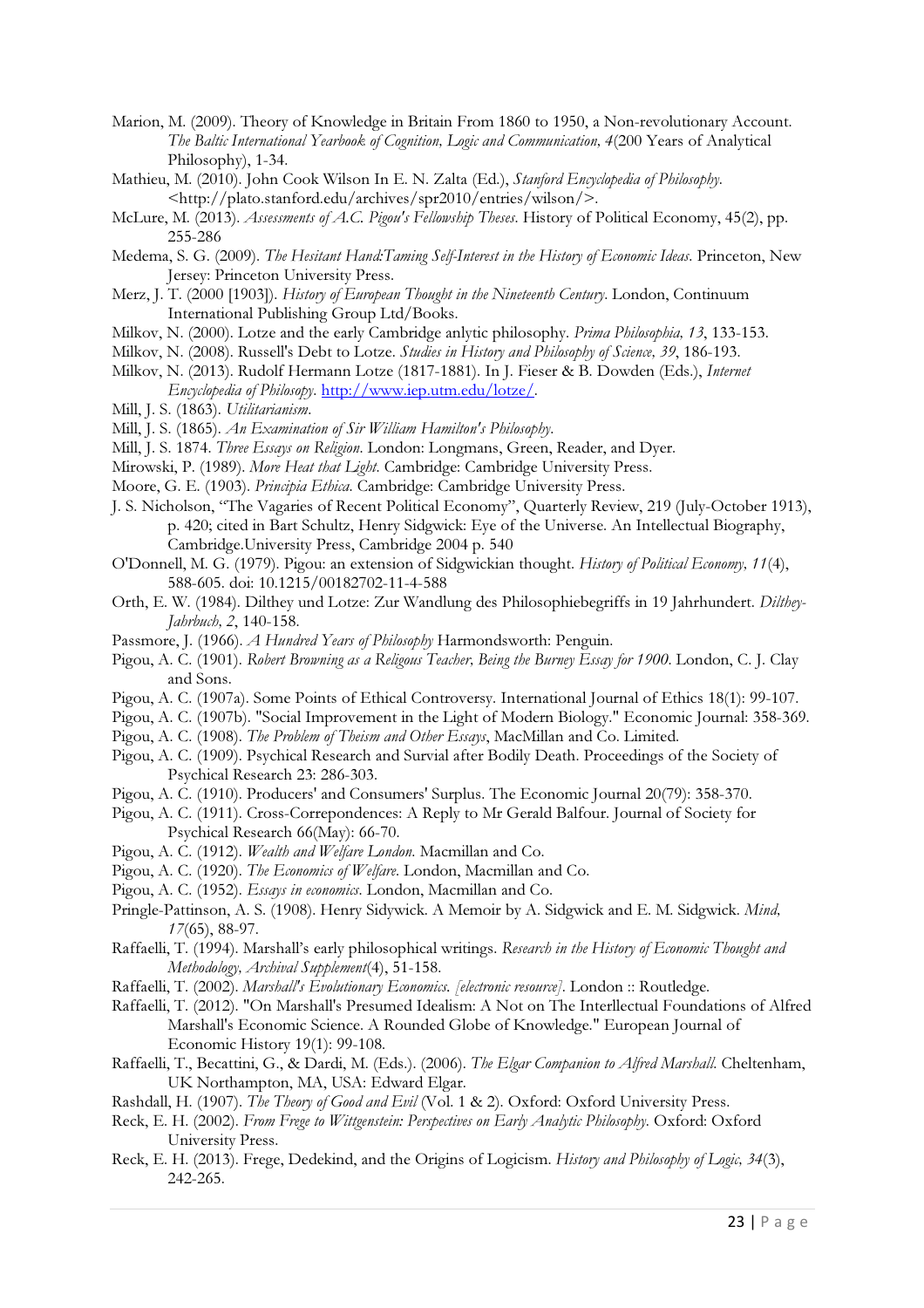Marion, M. (2009). Theory of Knowledge in Britain From 1860 to 1950, a Non-revolutionary Account. *The Baltic International Yearbook of Cognition, Logic and Communication, 4*(200 Years of Analytical Philosophy), 1-34.

Mathieu, M. (2010). John Cook Wilson In E. N. Zalta (Ed.), *Stanford Encyclopedia of Philosophy*. <http://plato.stanford.edu/archives/spr2010/entries/wilson/>.

McLure, M. (2013). *Assessments of A.C. Pigou's Fellowship Theses*. History of Political Economy, 45(2), pp. 255-286

Medema, S. G. (2009). *The Hesitant Hand:Taming Self-Interest in the History of Economic Ideas*. Princeton, New Jersey: Princeton University Press.

Merz, J. T. (2000 [1903]). *History of European Thought in the Nineteenth Century*. London, Continuum International Publishing Group Ltd/Books.

Milkov, N. (2000). Lotze and the early Cambridge anlytic philosophy. *Prima Philosophia, 13*, 133-153.

Milkov, N. (2008). Russell's Debt to Lotze. *Studies in History and Philosophy of Science, 39*, 186-193.

Milkov, N. (2013). Rudolf Hermann Lotze (1817-1881). In J. Fieser & B. Dowden (Eds.), *Internet Encyclopedia of Philosophy*. http://www.iep.utm.edu/lotze/.

Mill, J. S. (1863). *Utilitarianism*.

Mill, J. S. (1865). *An Examination of Sir William Hamilton's Philosophy*.

Mill, J. S. 1874. *Three Essays on Religion*. London: Longmans, Green, Reader, and Dyer.

Mirowski, P. (1989). *More Heat that Light*. Cambridge: Cambridge University Press.

Moore, G. E. (1903). *Principia Ethica*. Cambridge: Cambridge University Press.

J. S. Nicholson, "The Vagaries of Recent Political Economy", Quarterly Review, 219 (July-October 1913), p. 420; cited in Bart Schultz, Henry Sidgwick: Eye of the Universe. An Intellectual Biography, Cambridge.University Press, Cambridge 2004 p. 540

O'Donnell, M. G. (1979). Pigou: an extension of Sidgwickian thought. *History of Political Economy, 11*(4), 588-605. doi: 10.1215/00182702-11-4-588

Orth, E. W. (1984). Dilthey und Lotze: Zur Wandlung des Philosophiebegriffs in 19 Jahrhundert. *Dilthey-Jahrbuch, 2*, 140-158.

Passmore, J. (1966). *A Hundred Years of Philosophy* Harmondsworth: Penguin.

Pigou, A. C. (1901). *Robert Browning as a Religous Teacher, Being the Burney Essay for 1900*. London, C. J. Clay and Sons.

Pigou, A. C. (1907a). Some Points of Ethical Controversy. International Journal of Ethics 18(1): 99-107.

Pigou, A. C. (1907b). "Social Improvement in the Light of Modern Biology." Economic Journal: 358-369.

Pigou, A. C. (1908). *The Problem of Theism and Other Essays*, MacMillan and Co. Limited.

Pigou, A. C. (1909). Psychical Research and Survial after Bodily Death. Proceedings of the Society of Psychical Research 23: 286-303.

Pigou, A. C. (1910). Producers' and Consumers' Surplus. The Economic Journal 20(79): 358-370.

Pigou, A. C. (1911). Cross-Correpondences: A Reply to Mr Gerald Balfour. Journal of Society for Psychical Research 66(May): 66-70.

Pigou, A. C. (1912). *Wealth and Welfare London*. Macmillan and Co.

Pigou, A. C. (1920). *The Economics of Welfare*. London, Macmillan and Co.

Pigou, A. C. (1952). *Essays in economics*. London, Macmillan and Co.

Pringle-Pattinson, A. S. (1908). Henry Sidywick. A Memoir by A. Sidgwick and E. M. Sidgwick. *Mind, 17*(65), 88-97.

Raffaelli, T. (1994). Marshall's early philosophical writings. *Research in the History of Economic Thought and Methodology, Archival Supplement*(4), 51-158.

Raffaelli, T. (2002). *Marshall's Evolutionary Economics. [electronic resource]*. London :: Routledge.

Raffaelli, T. (2012). "On Marshall's Presumed Idealism: A Not on The Interllectual Foundations of Alfred Marshall's Economic Science. A Rounded Globe of Knowledge." European Journal of Economic History 19(1): 99-108.

Raffaelli, T., Becattini, G., & Dardi, M. (Eds.). (2006). *The Elgar Companion to Alfred Marshall*. Cheltenham, UK Northampton, MA, USA: Edward Elgar.

Rashdall, H. (1907). *The Theory of Good and Evil* (Vol. 1 & 2). Oxford: Oxford University Press.

Reck, E. H. (2002). *From Frege to Wittgenstein: Perspectives on Early Analytic Philosophy*. Oxford: Oxford University Press.

Reck, E. H. (2013). Frege, Dedekind, and the Origins of Logicism. *History and Philosophy of Logic, 34*(3), 242-265.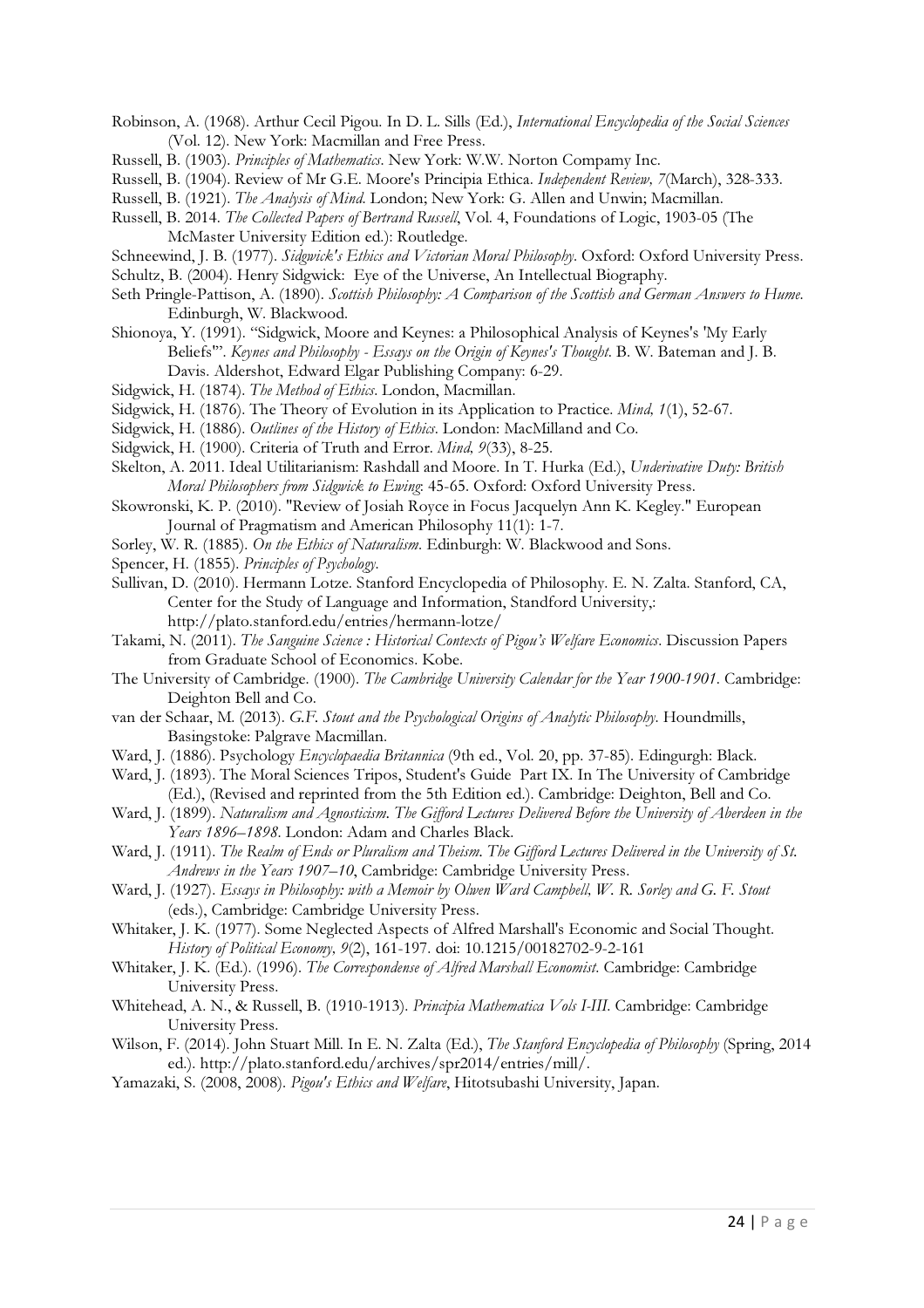Robinson, A. (1968). Arthur Cecil Pigou. In D. L. Sills (Ed.), *International Encyclopedia of the Social Sciences* (Vol. 12). New York: Macmillan and Free Press.

Russell, B. (1903). *Principles of Mathematics*. New York: W.W. Norton Compamy Inc.

Russell, B. (1904). Review of Mr G.E. Moore's Principia Ethica. *Independent Review, 7*(March), 328-333.

Russell, B. (1921). *The Analysis of Mind*. London; New York: G. Allen and Unwin; Macmillan.

Russell, B. 2014. *The Collected Papers of Bertrand Russell*, Vol. 4, Foundations of Logic, 1903-05 (The McMaster University Edition ed.): Routledge.

Schneewind, J. B. (1977). *Sidgwick's Ethics and Victorian Moral Philosophy*. Oxford: Oxford University Press.

Schultz, B. (2004). Henry Sidgwick: Eye of the Universe, An Intellectual Biography.

Seth Pringle-Pattison, A. (1890). *Scottish Philosophy: A Comparison of the Scottish and German Answers to Hume*. Edinburgh, W. Blackwood.

Shionoya, Y. (1991). "Sidgwick, Moore and Keynes: a Philosophical Analysis of Keynes's 'My Early Beliefs'". *Keynes and Philosophy - Essays on the Origin of Keynes's Thought*. B. W. Bateman and J. B. Davis. Aldershot, Edward Elgar Publishing Company: 6-29.

Sidgwick, H. (1874). *The Method of Ethics*. London, Macmillan.

Sidgwick, H. (1876). The Theory of Evolution in its Application to Practice. *Mind, 1*(1), 52-67.

Sidgwick, H. (1886). *Outlines of the History of Ethics*. London: MacMilland and Co.

Sidgwick, H. (1900). Criteria of Truth and Error. *Mind, 9*(33), 8-25.

Skelton, A. 2011. Ideal Utilitarianism: Rashdall and Moore. In T. Hurka (Ed.), *Underivative Duty: British Moral Philosophers from Sidgwick to Ewing*: 45-65. Oxford: Oxford University Press.

Skowronski, K. P. (2010). "Review of Josiah Royce in Focus Jacquelyn Ann K. Kegley." European Journal of Pragmatism and American Philosophy 11(1): 1-7.

Sorley, W. R. (1885). *On the Ethics of Naturalism*. Edinburgh: W. Blackwood and Sons.

Spencer, H. (1855). *Principles of Psychology*.

Sullivan, D. (2010). Hermann Lotze. Stanford Encyclopedia of Philosophy. E. N. Zalta. Stanford, CA, Center for the Study of Language and Information, Standford University,: http://plato.stanford.edu/entries/hermann-lotze/

Takami, N. (2011). *The Sanguine Science : Historical Contexts of Pigou's Welfare Economics*. Discussion Papers from Graduate School of Economics. Kobe.

The University of Cambridge. (1900). *The Cambridge University Calendar for the Year 1900-1901*. Cambridge: Deighton Bell and Co.

van der Schaar, M. (2013). *G.F. Stout and the Psychological Origins of Analytic Philosophy*. Houndmills, Basingstoke: Palgrave Macmillan.

Ward, J. (1886). Psychology *Encyclopaedia Britannica* (9th ed., Vol. 20, pp. 37-85). Edingurgh: Black.

Ward, J. (1893). The Moral Sciences Tripos, Student's Guide Part IX. In The University of Cambridge (Ed.), (Revised and reprinted from the 5th Edition ed.). Cambridge: Deighton, Bell and Co.

Ward, J. (1899). *Naturalism and Agnosticism. The Gifford Lectures Delivered Before the University of Aberdeen in the Years 1896–1898*. London: Adam and Charles Black.

Ward, J. (1911). *The Realm of Ends or Pluralism and Theism. The Gifford Lectures Delivered in the University of St. Andrews in the Years 1907–10*, Cambridge: Cambridge University Press.

Ward, J. (1927). *Essays in Philosophy: with a Memoir by Olwen Ward Campbell, W. R. Sorley and G. F. Stout* (eds.), Cambridge: Cambridge University Press.

Whitaker, J. K. (1977). Some Neglected Aspects of Alfred Marshall's Economic and Social Thought. *History of Political Economy, 9*(2), 161-197. doi: 10.1215/00182702-9-2-161

Whitaker, J. K. (Ed.). (1996). *The Correspondense of Alfred Marshall Economist*. Cambridge: Cambridge University Press.

Whitehead, A. N., & Russell, B. (1910-1913). *Principia Mathematica Vols I-III*. Cambridge: Cambridge University Press.

Wilson, F. (2014). John Stuart Mill. In E. N. Zalta (Ed.), *The Stanford Encyclopedia of Philosophy* (Spring, 2014 ed.). http://plato.stanford.edu/archives/spr2014/entries/mill/.

Yamazaki, S. (2008, 2008). *Pigou's Ethics and Welfare*, Hitotsubashi University, Japan.